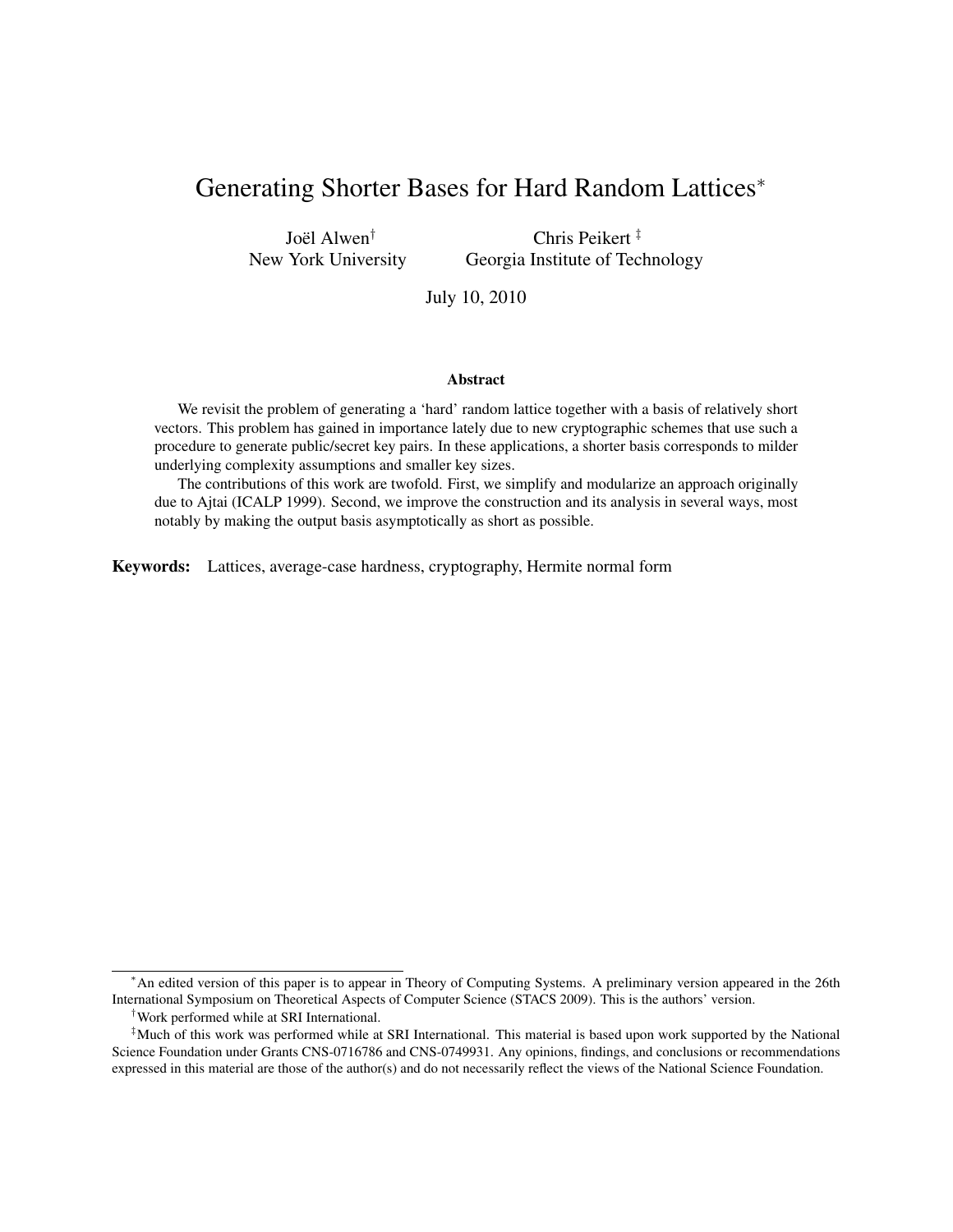# Generating Shorter Bases for Hard Random Lattices[*]

Joël Alwen[†]
New York University

Chris Peikert[‡]
Georgia Institute of Technology

July 10, 2010

### Abstract

We revisit the problem of generating a 'hard' random lattice together with a basis of relatively short vectors. This problem has gained in importance lately due to new cryptographic schemes that use such a procedure to generate public/secret key pairs. In these applications, a shorter basis corresponds to milder underlying complexity assumptions and smaller key sizes.

The contributions of this work are twofold. First, we simplify and modularize an approach originally due to Ajtai (ICALP 1999). Second, we improve the construction and its analysis in several ways, most notably by making the output basis asymptotically as short as possible.

**Keywords:** Lattices, average-case hardness, cryptography, Hermite normal form

---

[*] An edited version of this paper is to appear in Theory of Computing Systems. A preliminary version appeared in the 26th International Symposium on Theoretical Aspects of Computer Science (STACS 2009). This is the authors' version.

[†] Work performed while at SRI International.

[‡] Much of this work was performed while at SRI International. This material is based upon work supported by the National Science Foundation under Grants CNS-0716786 and CNS-0749931. Any opinions, findings, and conclusions or recommendations expressed in this material are those of the author(s) and do not necessarily reflect the views of the National Science Foundation.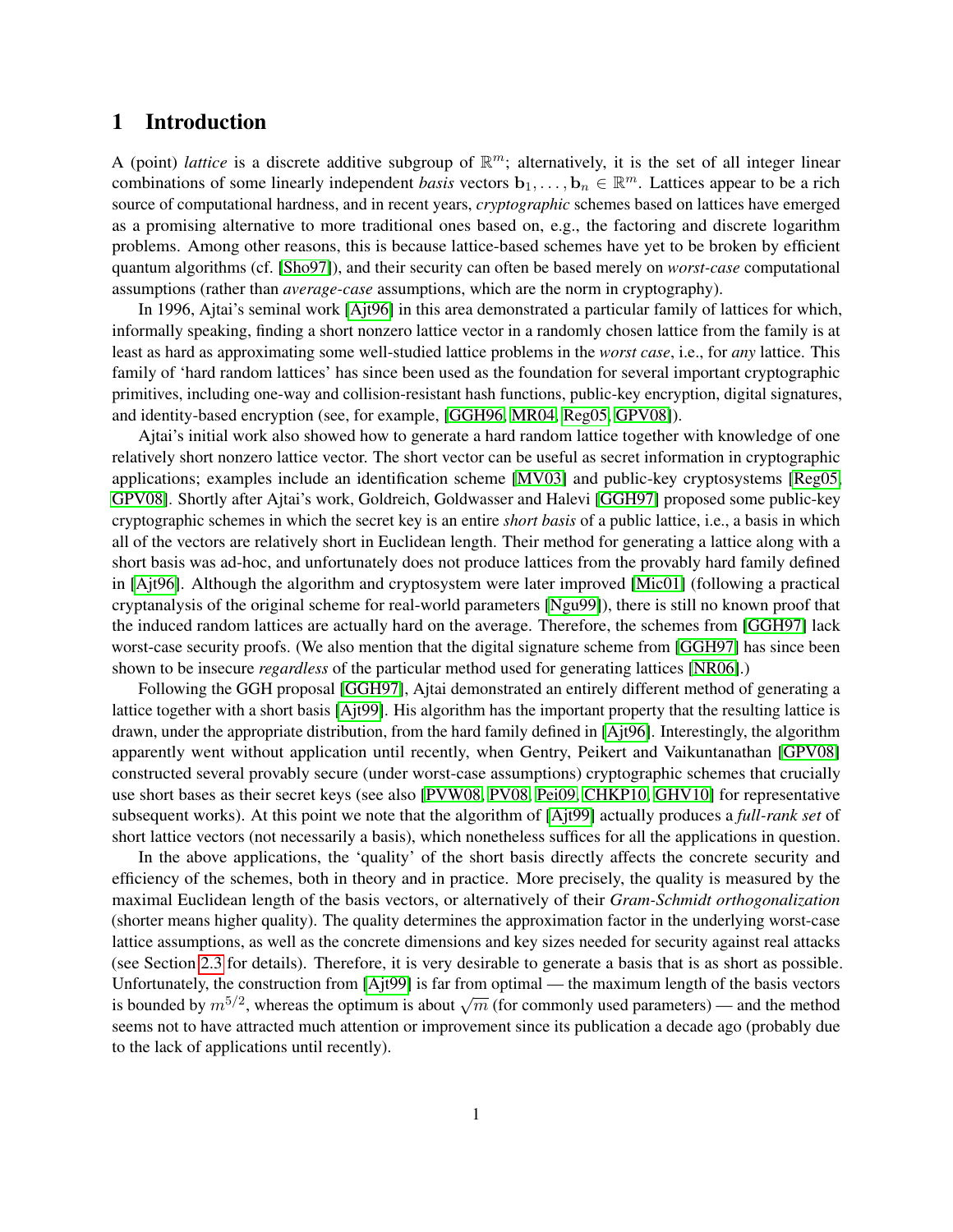# 1 Introduction

A (point) *lattice* is a discrete additive subgroup of $\mathbb{R}^m$; alternatively, it is the set of all integer linear combinations of some linearly independent *basis* vectors $\mathbf{b}_1, \ldots, \mathbf{b}_n \in \mathbb{R}^m$. Lattices appear to be a rich source of computational hardness, and in recent years, *cryptographic* schemes based on lattices have emerged as a promising alternative to more traditional ones based on, e.g., the factoring and discrete logarithm problems. Among other reasons, this is because lattice-based schemes have yet to be broken by efficient quantum algorithms (cf. [Sho97]), and their security can often be based merely on *worst-case* computational assumptions (rather than *average-case* assumptions, which are the norm in cryptography).

In 1996, Ajtai's seminal work [Ajt96] in this area demonstrated a particular family of lattices for which, informally speaking, finding a short nonzero lattice vector in a randomly chosen lattice from the family is at least as hard as approximating some well-studied lattice problems in the *worst case*, i.e., for *any* lattice. This family of 'hard random lattices' has since been used as the foundation for several important cryptographic primitives, including one-way and collision-resistant hash functions, public-key encryption, digital signatures, and identity-based encryption (see, for example, [GGH96, MR04, Reg05, GPV08]).

Ajtai's initial work also showed how to generate a hard random lattice together with knowledge of one relatively short nonzero lattice vector. The short vector can be useful as secret information in cryptographic applications; examples include an identification scheme [MV03] and public-key cryptosystems [Reg05, GPV08]. Shortly after Ajtai's work, Goldreich, Goldwasser and Halevi [GGH97] proposed some public-key cryptographic schemes in which the secret key is an entire *short basis* of a public lattice, i.e., a basis in which all of the vectors are relatively short in Euclidean length. Their method for generating a lattice along with a short basis was ad-hoc, and unfortunately does not produce lattices from the provably hard family defined in [Ajt96]. Although the algorithm and cryptosystem were later improved [Mic01] (following a practical cryptanalysis of the original scheme for real-world parameters [Ngu99]), there is still no known proof that the induced random lattices are actually hard on the average. Therefore, the schemes from [GGH97] lack worst-case security proofs. (We also mention that the digital signature scheme from [GGH97] has since been shown to be insecure *regardless* of the particular method used for generating lattices [NR06].)

Following the GGH proposal [GGH97], Ajtai demonstrated an entirely different method of generating a lattice together with a short basis [Ajt99]. His algorithm has the important property that the resulting lattice is drawn, under the appropriate distribution, from the hard family defined in [Ajt96]. Interestingly, the algorithm apparently went without application until recently, when Gentry, Peikert and Vaikuntanathan [GPV08] constructed several provably secure (under worst-case assumptions) cryptographic schemes that crucially use short bases as their secret keys (see also [PVW08, PV08, Pei09, CHKP10, GHV10] for representative subsequent works). At this point we note that the algorithm of [Ajt99] actually produces a *full-rank set* of short lattice vectors (not necessarily a basis), which nonetheless suffices for all the applications in question.

In the above applications, the 'quality' of the short basis directly affects the concrete security and efficiency of the schemes, both in theory and in practice. More precisely, the quality is measured by the maximal Euclidean length of the basis vectors, or alternatively of their *Gram-Schmidt orthogonalization* (shorter means higher quality). The quality determines the approximation factor in the underlying worst-case lattice assumptions, as well as the concrete dimensions and key sizes needed for security against real attacks (see Section 2.3 for details). Therefore, it is very desirable to generate a basis that is as short as possible. Unfortunately, the construction from [Ajt99] is far from optimal — the maximum length of the basis vectors is bounded by $m^{5/2}$, whereas the optimum is about $\sqrt{m}$ (for commonly used parameters) — and the method seems not to have attracted much attention or improvement since its publication a decade ago (probably due to the lack of applications until recently).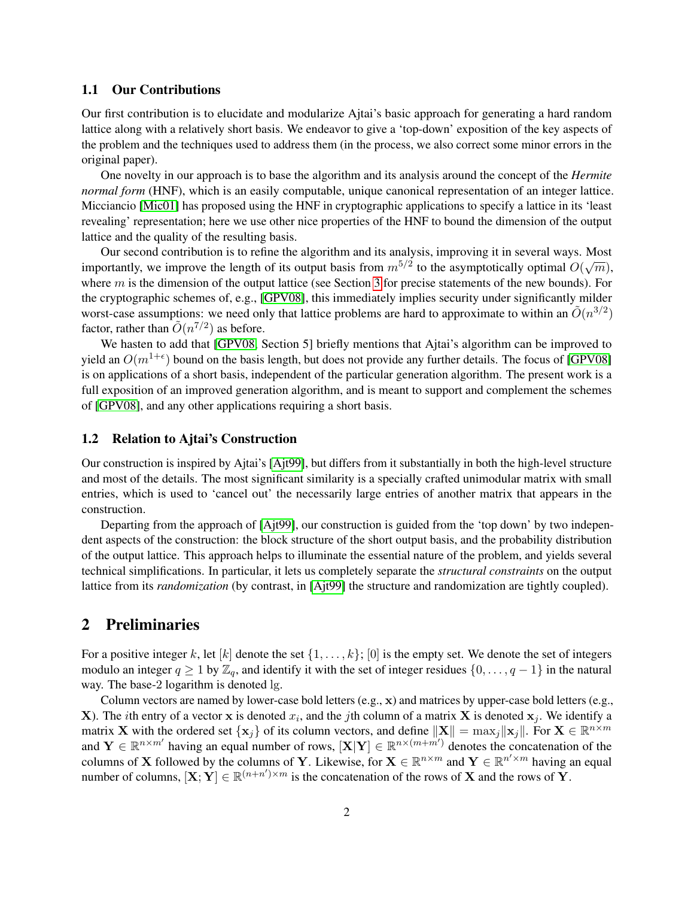### 1.1 Our Contributions

Our first contribution is to elucidate and modularize Ajtai's basic approach for generating a hard random lattice along with a relatively short basis. We endeavor to give a 'top-down' exposition of the key aspects of the problem and the techniques used to address them (in the process, we also correct some minor errors in the original paper).

One novelty in our approach is to base the algorithm and its analysis around the concept of the *Hermite normal form* (HNF), which is an easily computable, unique canonical representation of an integer lattice. Micciancio [Mic01] has proposed using the HNF in cryptographic applications to specify a lattice in its 'least revealing' representation; here we use other nice properties of the HNF to bound the dimension of the output lattice and the quality of the resulting basis.

Our second contribution is to refine the algorithm and its analysis, improving it in several ways. Most importantly, we improve the length of its output basis from $m^{5/2}$ to the asymptotically optimal $O(\sqrt{m})$, where $m$ is the dimension of the output lattice (see Section 3 for precise statements of the new bounds). For the cryptographic schemes of, e.g., [GPV08], this immediately implies security under significantly milder worst-case assumptions: we need only that lattice problems are hard to approximate to within an $\tilde{O}(n^{3/2})$ factor, rather than $\tilde{O}(n^{7/2})$ as before.

We hasten to add that [GPV08, Section 5] briefly mentions that Ajtai's algorithm can be improved to yield an $O(m^{1+\epsilon})$ bound on the basis length, but does not provide any further details. The focus of [GPV08] is on applications of a short basis, independent of the particular generation algorithm. The present work is a full exposition of an improved generation algorithm, and is meant to support and complement the schemes of [GPV08], and any other applications requiring a short basis.

### 1.2 Relation to Ajtai's Construction

Our construction is inspired by Ajtai's [Ajt99], but differs from it substantially in both the high-level structure and most of the details. The most significant similarity is a specially crafted unimodular matrix with small entries, which is used to 'cancel out' the necessarily large entries of another matrix that appears in the construction.

Departing from the approach of [Ajt99], our construction is guided from the 'top down' by two independent aspects of the construction: the block structure of the short output basis, and the probability distribution of the output lattice. This approach helps to illuminate the essential nature of the problem, and yields several technical simplifications. In particular, it lets us completely separate the *structural constraints* on the output lattice from its *randomization* (by contrast, in [Ajt99] the structure and randomization are tightly coupled).

## 2 Preliminaries

For a positive integer $k$, let $[k]$ denote the set $\{1, \ldots, k\}$; $[0]$ is the empty set. We denote the set of integers modulo an integer $q \geq 1$ by $\mathbb{Z}_q$, and identify it with the set of integer residues $\{0, \ldots, q-1\}$ in the natural way. The base-2 logarithm is denoted lg.

Column vectors are named by lower-case bold letters (e.g., $\mathbf{x}$) and matrices by upper-case bold letters (e.g., $\mathbf{X}$). The $i$th entry of a vector $\mathbf{x}$ is denoted $x_i$, and the $j$th column of a matrix $\mathbf{X}$ is denoted $\mathbf{x}_j$. We identify a matrix $\mathbf{X}$ with the ordered set $\{\mathbf{x}_j\}$ of its column vectors, and define $\|\mathbf{X}\| = \max_j \|\mathbf{x}_j\|$. For $\mathbf{X} \in \mathbb{R}^{n \times m}$ and $\mathbf{Y} \in \mathbb{R}^{n \times m'}$ having an equal number of rows, $[\mathbf{X}|\mathbf{Y}] \in \mathbb{R}^{n \times (m+m')}$ denotes the concatenation of the columns of $\mathbf{X}$ followed by the columns of $\mathbf{Y}$. Likewise, for $\mathbf{X} \in \mathbb{R}^{n \times m}$ and $\mathbf{Y} \in \mathbb{R}^{n' \times m}$ having an equal number of columns, $[\mathbf{X}; \mathbf{Y}] \in \mathbb{R}^{(n+n') \times m}$ is the concatenation of the rows of $\mathbf{X}$ and the rows of $\mathbf{Y}$.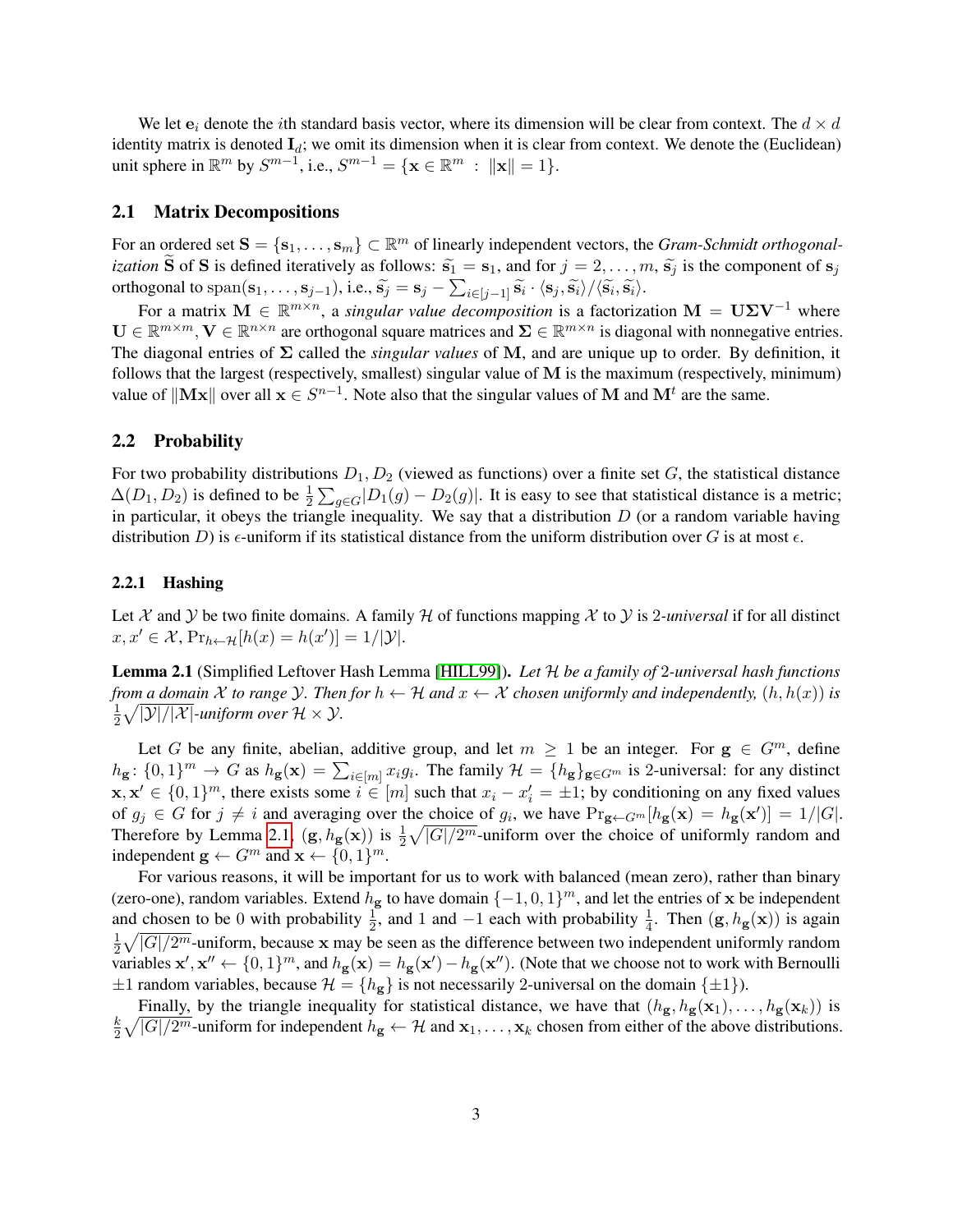We let $\mathbf{e}_i$ denote the $i$th standard basis vector, where its dimension will be clear from context. The $d \times d$ identity matrix is denoted $\mathbf{I}_d$; we omit its dimension when it is clear from context. We denote the (Euclidean) unit sphere in $\mathbb{R}^m$ by $S^{m-1}$, i.e., $S^{m-1} = \{\mathbf{x} \in \mathbb{R}^m \ : \ \|\mathbf{x}\| = 1\}$.

### 2.1 Matrix Decompositions

For an ordered set $\mathbf{S} = \{\mathbf{s}_1, \ldots, \mathbf{s}_m\} \subset \mathbb{R}^m$ of linearly independent vectors, the *Gram-Schmidt orthogonalization* $\widetilde{\mathbf{S}}$ of $\mathbf{S}$ is defined iteratively as follows: $\widetilde{\mathbf{s}_1} = \mathbf{s}_1$, and for $j = 2, \ldots, m$, $\widetilde{\mathbf{s}_j}$ is the component of $\mathbf{s}_j$ orthogonal to $\operatorname{span}(\mathbf{s}_1, \ldots, \mathbf{s}_{j-1})$, i.e., $\widetilde{\mathbf{s}_j} = \mathbf{s}_j - \sum_{i \in [j-1]} \widetilde{\mathbf{s}_i} \cdot \langle \mathbf{s}_j, \widetilde{\mathbf{s}_i} \rangle / \langle \widetilde{\mathbf{s}_i}, \widetilde{\mathbf{s}_i} \rangle$.

For a matrix $\mathbf{M} \in \mathbb{R}^{m \times n}$, a *singular value decomposition* is a factorization $\mathbf{M} = \mathbf{U}\boldsymbol{\Sigma}\mathbf{V}^{-1}$ where $\mathbf{U} \in \mathbb{R}^{m \times m}, \mathbf{V} \in \mathbb{R}^{n \times n}$ are orthogonal square matrices and $\boldsymbol{\Sigma} \in \mathbb{R}^{m \times n}$ is diagonal with nonnegative entries. The diagonal entries of $\boldsymbol{\Sigma}$ called the *singular values* of $\mathbf{M}$, and are unique up to order. By definition, it follows that the largest (respectively, smallest) singular value of $\mathbf{M}$ is the maximum (respectively, minimum) value of $\|\mathbf{M}\mathbf{x}\|$ over all $\mathbf{x} \in S^{n-1}$. Note also that the singular values of $\mathbf{M}$ and $\mathbf{M}^t$ are the same.

### 2.2 Probability

For two probability distributions $D_1, D_2$ (viewed as functions) over a finite set $G$, the statistical distance $\Delta(D_1, D_2)$ is defined to be $\frac{1}{2}\sum_{g \in G} |D_1(g) - D_2(g)|$. It is easy to see that statistical distance is a metric; in particular, it obeys the triangle inequality. We say that a distribution $D$ (or a random variable having distribution $D$) is $\epsilon$-uniform if its statistical distance from the uniform distribution over $G$ is at most $\epsilon$.

#### 2.2.1 Hashing

Let $\mathcal{X}$ and $\mathcal{Y}$ be two finite domains. A family $\mathcal{H}$ of functions mapping $\mathcal{X}$ to $\mathcal{Y}$ is 2-*universal* if for all distinct $x, x' \in \mathcal{X}$, $\Pr_{h \leftarrow \mathcal{H}}[h(x) = h(x')] = 1/|\mathcal{Y}|$.

**Lemma 2.1** (Simplified Leftover Hash Lemma [HILL99]). *Let $\mathcal{H}$ be a family of 2-universal hash functions from a domain $\mathcal{X}$ to range $\mathcal{Y}$. Then for $h \leftarrow \mathcal{H}$ and $x \leftarrow \mathcal{X}$ chosen uniformly and independently, $(h, h(x))$ is $\frac{1}{2}\sqrt{|\mathcal{Y}|/|\mathcal{X}|}$-uniform over $\mathcal{H} \times \mathcal{Y}$.*

Let $G$ be any finite, abelian, additive group, and let $m \geq 1$ be an integer. For $\mathbf{g} \in G^m$, define $h_{\mathbf{g}} \colon \{0,1\}^m \to G$ as $h_{\mathbf{g}}(\mathbf{x}) = \sum_{i \in [m]} x_i g_i$. The family $\mathcal{H} = \{h_{\mathbf{g}}\}_{\mathbf{g} \in G^m}$ is 2-universal: for any distinct $\mathbf{x}, \mathbf{x}' \in \{0,1\}^m$, there exists some $i \in [m]$ such that $x_i - x_i' = \pm 1$; by conditioning on any fixed values of $g_j \in G$ for $j \neq i$ and averaging over the choice of $g_i$, we have $\Pr_{\mathbf{g} \leftarrow G^m}[h_{\mathbf{g}}(\mathbf{x}) = h_{\mathbf{g}}(\mathbf{x}')] = 1/|G|$. Therefore by Lemma 2.1, $(\mathbf{g}, h_{\mathbf{g}}(\mathbf{x}))$ is $\frac{1}{2}\sqrt{|G|/2^m}$-uniform over the choice of uniformly random and independent $\mathbf{g} \leftarrow G^m$ and $\mathbf{x} \leftarrow \{0,1\}^m$.

For various reasons, it will be important for us to work with balanced (mean zero), rather than binary (zero-one), random variables. Extend $h_{\mathbf{g}}$ to have domain $\{-1, 0, 1\}^m$, and let the entries of $\mathbf{x}$ be independent and chosen to be 0 with probability $\frac{1}{2}$, and 1 and $-1$ each with probability $\frac{1}{4}$. Then $(\mathbf{g}, h_{\mathbf{g}}(\mathbf{x}))$ is again $\frac{1}{2}\sqrt{|G|/2^m}$-uniform, because $\mathbf{x}$ may be seen as the difference between two independent uniformly random variables $\mathbf{x}', \mathbf{x}'' \leftarrow \{0,1\}^m$, and $h_{\mathbf{g}}(\mathbf{x}) = h_{\mathbf{g}}(\mathbf{x}') - h_{\mathbf{g}}(\mathbf{x}'')$. (Note that we choose not to work with Bernoulli $\pm 1$ random variables, because $\mathcal{H} = \{h_{\mathbf{g}}\}$ is not necessarily 2-universal on the domain $\{\pm 1\}$).

Finally, by the triangle inequality for statistical distance, we have that $(h_{\mathbf{g}}, h_{\mathbf{g}}(\mathbf{x}_1), \ldots, h_{\mathbf{g}}(\mathbf{x}_k))$ is $\frac{k}{2}\sqrt{|G|/2^m}$-uniform for independent $h_{\mathbf{g}} \leftarrow \mathcal{H}$ and $\mathbf{x}_1, \ldots, \mathbf{x}_k$ chosen from either of the above distributions.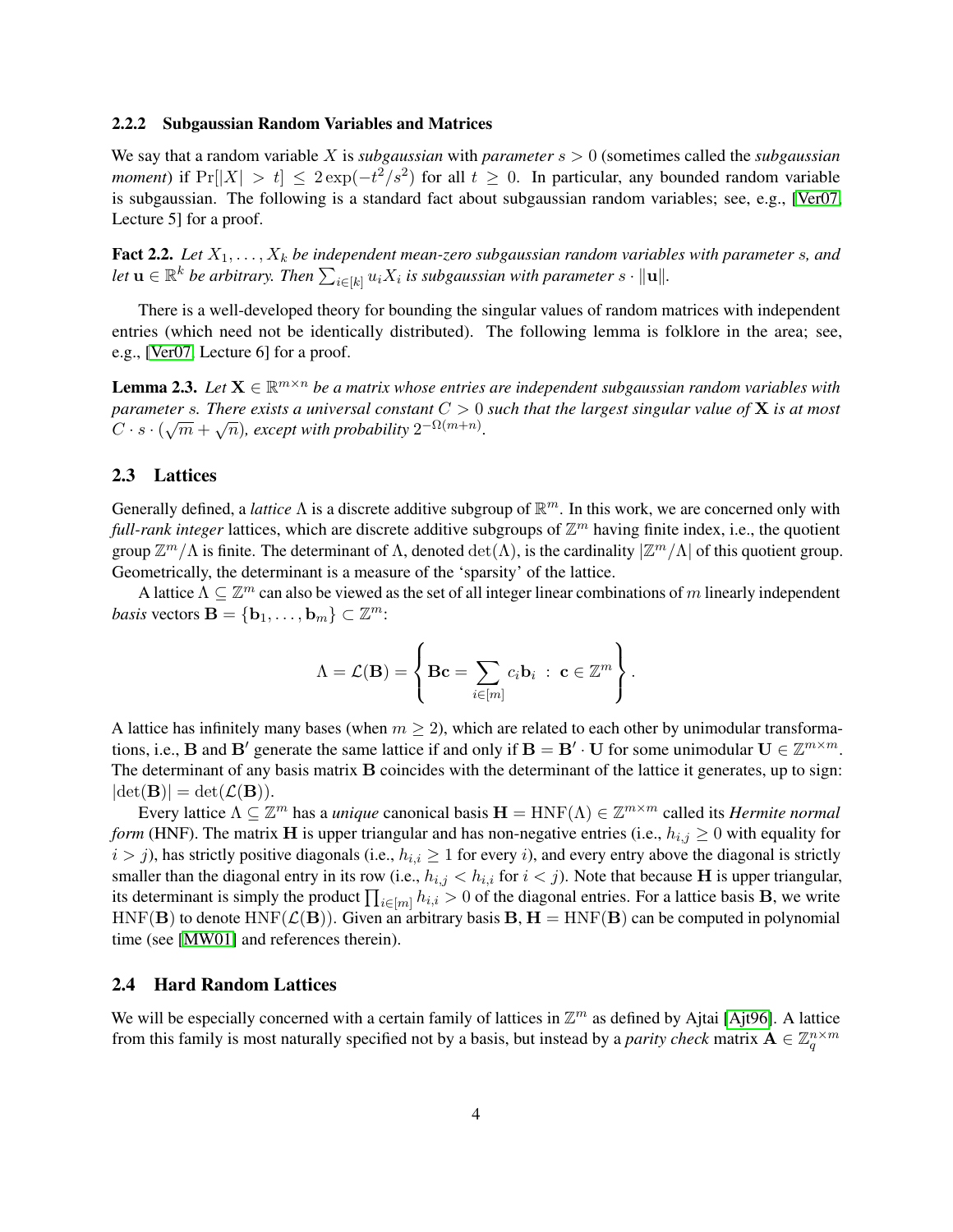### 2.2.2 Subgaussian Random Variables and Matrices

We say that a random variable $X$ is *subgaussian* with *parameter* $s > 0$ (sometimes called the *subgaussian moment*) if $\Pr[|X| > t] \leq 2\exp(-t^2/s^2)$ for all $t \geq 0$. In particular, any bounded random variable is subgaussian. The following is a standard fact about subgaussian random variables; see, e.g., [Ver07, Lecture 5] for a proof.

**Fact 2.2.** *Let $X_1, \ldots, X_k$ be independent mean-zero subgaussian random variables with parameter $s$, and let $\mathbf{u} \in \mathbb{R}^k$ be arbitrary. Then $\sum_{i \in [k]} u_i X_i$ is subgaussian with parameter $s \cdot \|\mathbf{u}\|$.*

There is a well-developed theory for bounding the singular values of random matrices with independent entries (which need not be identically distributed). The following lemma is folklore in the area; see, e.g., [Ver07, Lecture 6] for a proof.

**Lemma 2.3.** *Let $\mathbf{X} \in \mathbb{R}^{m \times n}$ be a matrix whose entries are independent subgaussian random variables with parameter $s$. There exists a universal constant $C > 0$ such that the largest singular value of $\mathbf{X}$ is at most $C \cdot s \cdot (\sqrt{m} + \sqrt{n})$, except with probability $2^{-\Omega(m+n)}$.*

## 2.3 Lattices

Generally defined, a *lattice* $\Lambda$ is a discrete additive subgroup of $\mathbb{R}^m$. In this work, we are concerned only with *full-rank integer* lattices, which are discrete additive subgroups of $\mathbb{Z}^m$ having finite index, i.e., the quotient group $\mathbb{Z}^m/\Lambda$ is finite. The determinant of $\Lambda$, denoted $\det(\Lambda)$, is the cardinality $|\mathbb{Z}^m/\Lambda|$ of this quotient group. Geometrically, the determinant is a measure of the 'sparsity' of the lattice.

A lattice $\Lambda \subseteq \mathbb{Z}^m$ can also be viewed as the set of all integer linear combinations of $m$ linearly independent *basis* vectors $\mathbf{B} = \{\mathbf{b}_1, \ldots, \mathbf{b}_m\} \subset \mathbb{Z}^m$:

$$\Lambda = \mathcal{L}(\mathbf{B}) = \left\{ \mathbf{B}\mathbf{c} = \sum_{i \in [m]} c_i \mathbf{b}_i \ : \ \mathbf{c} \in \mathbb{Z}^m \right\}.$$

A lattice has infinitely many bases (when $m \geq 2$), which are related to each other by unimodular transformations, i.e., $\mathbf{B}$ and $\mathbf{B}'$ generate the same lattice if and only if $\mathbf{B} = \mathbf{B}' \cdot \mathbf{U}$ for some unimodular $\mathbf{U} \in \mathbb{Z}^{m \times m}$. The determinant of any basis matrix $\mathbf{B}$ coincides with the determinant of the lattice it generates, up to sign: $|\det(\mathbf{B})| = \det(\mathcal{L}(\mathbf{B}))$.

Every lattice $\Lambda \subseteq \mathbb{Z}^m$ has a *unique* canonical basis $\mathbf{H} = \mathrm{HNF}(\Lambda) \in \mathbb{Z}^{m \times m}$ called its *Hermite normal form* (HNF). The matrix $\mathbf{H}$ is upper triangular and has non-negative entries (i.e., $h_{i,j} \geq 0$ with equality for $i > j$), has strictly positive diagonals (i.e., $h_{i,i} \geq 1$ for every $i$), and every entry above the diagonal is strictly smaller than the diagonal entry in its row (i.e., $h_{i,j} < h_{i,i}$ for $i < j$). Note that because $\mathbf{H}$ is upper triangular, its determinant is simply the product $\prod_{i \in [m]} h_{i,i} > 0$ of the diagonal entries. For a lattice basis $\mathbf{B}$, we write $\mathrm{HNF}(\mathbf{B})$ to denote $\mathrm{HNF}(\mathcal{L}(\mathbf{B}))$. Given an arbitrary basis $\mathbf{B}$, $\mathbf{H} = \mathrm{HNF}(\mathbf{B})$ can be computed in polynomial time (see [MW01] and references therein).

## 2.4 Hard Random Lattices

We will be especially concerned with a certain family of lattices in $\mathbb{Z}^m$ as defined by Ajtai [Ajt96]. A lattice from this family is most naturally specified not by a basis, but instead by a *parity check* matrix $\mathbf{A} \in \mathbb{Z}_q^{n \times m}$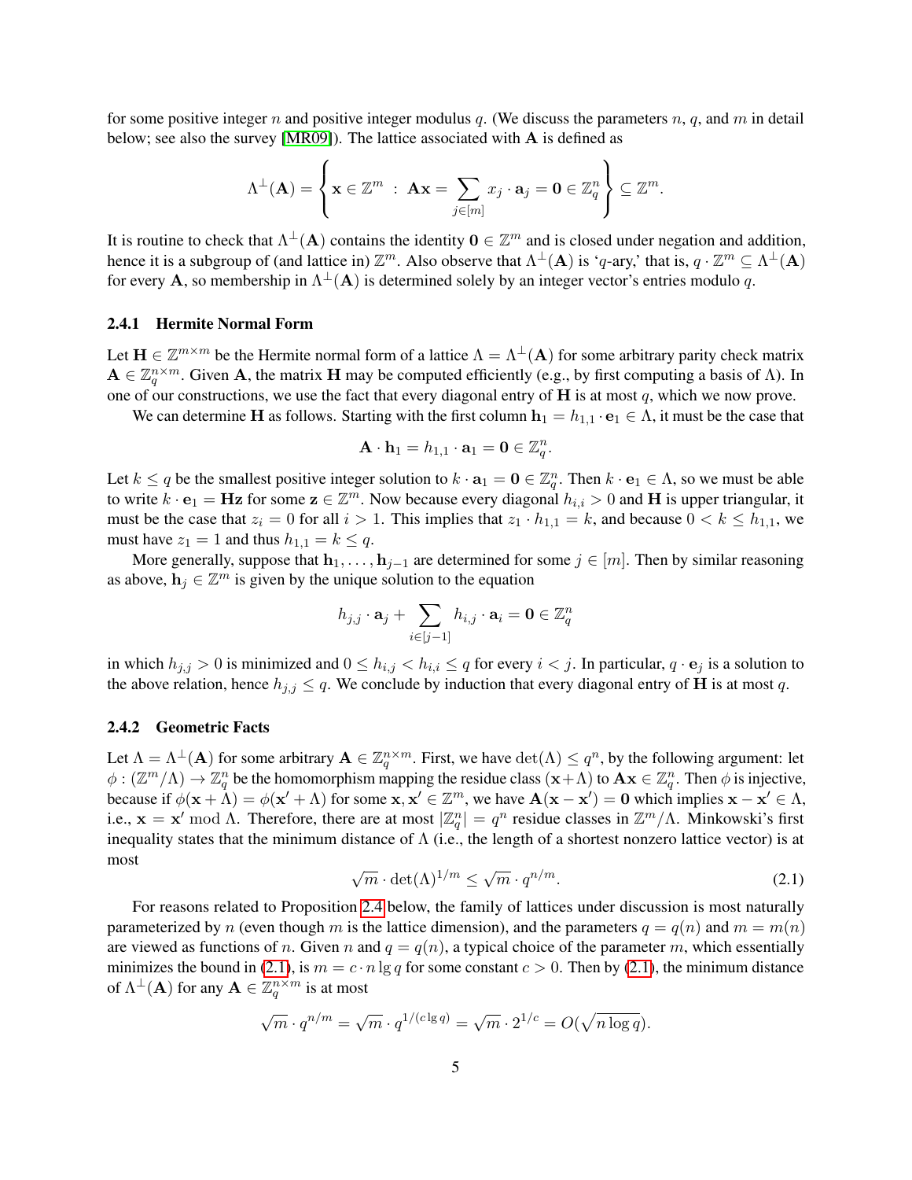for some positive integer $n$ and positive integer modulus $q$. (We discuss the parameters $n$, $q$, and $m$ in detail below; see also the survey [MR09]). The lattice associated with $\mathbf{A}$ is defined as

$$\Lambda^{\perp}(\mathbf{A}) = \left\{ \mathbf{x} \in \mathbb{Z}^m \ : \ \mathbf{A}\mathbf{x} = \sum_{j \in [m]} x_j \cdot \mathbf{a}_j = \mathbf{0} \in \mathbb{Z}_q^n \right\} \subseteq \mathbb{Z}^m.$$

It is routine to check that $\Lambda^{\perp}(\mathbf{A})$ contains the identity $\mathbf{0} \in \mathbb{Z}^m$ and is closed under negation and addition, hence it is a subgroup of (and lattice in) $\mathbb{Z}^m$. Also observe that $\Lambda^{\perp}(\mathbf{A})$ is '$q$-ary,' that is, $q \cdot \mathbb{Z}^m \subseteq \Lambda^{\perp}(\mathbf{A})$ for every $\mathbf{A}$, so membership in $\Lambda^{\perp}(\mathbf{A})$ is determined solely by an integer vector's entries modulo $q$.

### 2.4.1 Hermite Normal Form

Let $\mathbf{H} \in \mathbb{Z}^{m \times m}$ be the Hermite normal form of a lattice $\Lambda = \Lambda^{\perp}(\mathbf{A})$ for some arbitrary parity check matrix $\mathbf{A} \in \mathbb{Z}_q^{n \times m}$. Given $\mathbf{A}$, the matrix $\mathbf{H}$ may be computed efficiently (e.g., by first computing a basis of $\Lambda$). In one of our constructions, we use the fact that every diagonal entry of $\mathbf{H}$ is at most $q$, which we now prove.

We can determine $\mathbf{H}$ as follows. Starting with the first column $\mathbf{h}_1 = h_{1,1} \cdot \mathbf{e}_1 \in \Lambda$, it must be the case that

$$\mathbf{A} \cdot \mathbf{h}_1 = h_{1,1} \cdot \mathbf{a}_1 = \mathbf{0} \in \mathbb{Z}_q^n.$$

Let $k \leq q$ be the smallest positive integer solution to $k \cdot \mathbf{a}_1 = \mathbf{0} \in \mathbb{Z}_q^n$. Then $k \cdot \mathbf{e}_1 \in \Lambda$, so we must be able to write $k \cdot \mathbf{e}_1 = \mathbf{H}\mathbf{z}$ for some $\mathbf{z} \in \mathbb{Z}^m$. Now because every diagonal $h_{i,i} > 0$ and $\mathbf{H}$ is upper triangular, it must be the case that $z_i = 0$ for all $i > 1$. This implies that $z_1 \cdot h_{1,1} = k$, and because $0 < k \leq h_{1,1}$, we must have $z_1 = 1$ and thus $h_{1,1} = k \leq q$.

More generally, suppose that $\mathbf{h}_1, \ldots, \mathbf{h}_{j-1}$ are determined for some $j \in [m]$. Then by similar reasoning as above, $\mathbf{h}_j \in \mathbb{Z}^m$ is given by the unique solution to the equation

$$h_{j,j} \cdot \mathbf{a}_j + \sum_{i \in [j-1]} h_{i,j} \cdot \mathbf{a}_i = \mathbf{0} \in \mathbb{Z}_q^n$$

in which $h_{j,j} > 0$ is minimized and $0 \leq h_{i,j} < h_{i,i} \leq q$ for every $i < j$. In particular, $q \cdot \mathbf{e}_j$ is a solution to the above relation, hence $h_{j,j} \leq q$. We conclude by induction that every diagonal entry of $\mathbf{H}$ is at most $q$.

### 2.4.2 Geometric Facts

Let $\Lambda = \Lambda^{\perp}(\mathbf{A})$ for some arbitrary $\mathbf{A} \in \mathbb{Z}_q^{n \times m}$. First, we have $\det(\Lambda) \leq q^n$, by the following argument: let $\phi : (\mathbb{Z}^m / \Lambda) \to \mathbb{Z}_q^n$ be the homomorphism mapping the residue class $(\mathbf{x} + \Lambda)$ to $\mathbf{A}\mathbf{x} \in \mathbb{Z}_q^n$. Then $\phi$ is injective, because if $\phi(\mathbf{x} + \Lambda) = \phi(\mathbf{x}' + \Lambda)$ for some $\mathbf{x}, \mathbf{x}' \in \mathbb{Z}^m$, we have $\mathbf{A}(\mathbf{x} - \mathbf{x}') = \mathbf{0}$ which implies $\mathbf{x} - \mathbf{x}' \in \Lambda$, i.e., $\mathbf{x} = \mathbf{x}' \bmod \Lambda$. Therefore, there are at most $|\mathbb{Z}_q^n| = q^n$ residue classes in $\mathbb{Z}^m / \Lambda$. Minkowski's first inequality states that the minimum distance of $\Lambda$ (i.e., the length of a shortest nonzero lattice vector) is at most

$$\sqrt{m} \cdot \det(\Lambda)^{1/m} \leq \sqrt{m} \cdot q^{n/m}. \tag{2.1}$$

For reasons related to Proposition 2.4 below, the family of lattices under discussion is most naturally parameterized by $n$ (even though $m$ is the lattice dimension), and the parameters $q = q(n)$ and $m = m(n)$ are viewed as functions of $n$. Given $n$ and $q = q(n)$, a typical choice of the parameter $m$, which essentially minimizes the bound in (2.1), is $m = c \cdot n \lg q$ for some constant $c > 0$. Then by (2.1), the minimum distance of $\Lambda^{\perp}(\mathbf{A})$ for any $\mathbf{A} \in \mathbb{Z}_q^{n \times m}$ is at most

$$\sqrt{m} \cdot q^{n/m} = \sqrt{m} \cdot q^{1/(c \lg q)} = \sqrt{m} \cdot 2^{1/c} = O(\sqrt{n \log q}).$$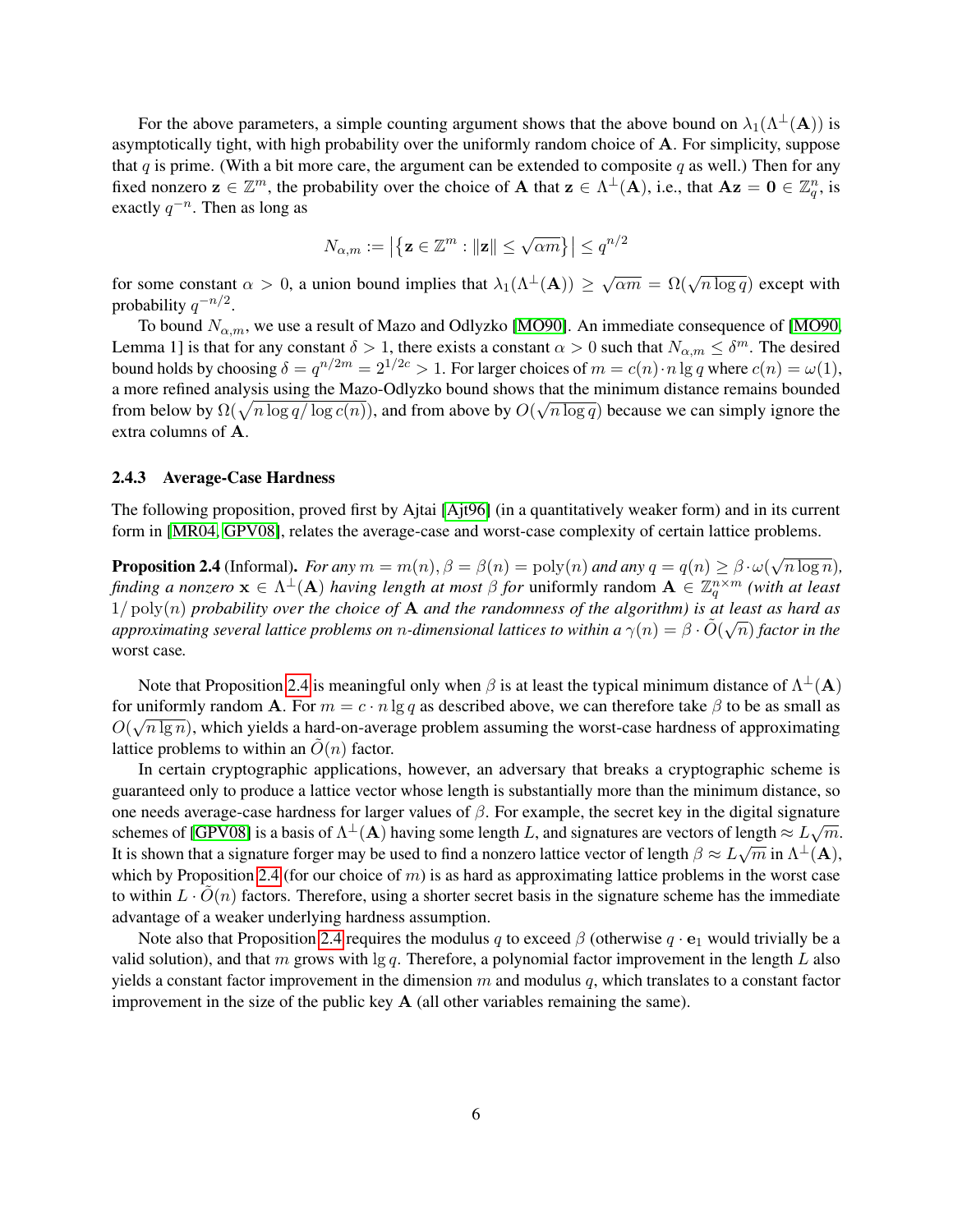For the above parameters, a simple counting argument shows that the above bound on $\lambda_1(\Lambda^\perp(\mathbf{A}))$ is asymptotically tight, with high probability over the uniformly random choice of $\mathbf{A}$. For simplicity, suppose that $q$ is prime. (With a bit more care, the argument can be extended to composite $q$ as well.) Then for any fixed nonzero $\mathbf{z} \in \mathbb{Z}^m$, the probability over the choice of $\mathbf{A}$ that $\mathbf{z} \in \Lambda^\perp(\mathbf{A})$, i.e., that $\mathbf{A}\mathbf{z} = \mathbf{0} \in \mathbb{Z}_q^n$, is exactly $q^{-n}$. Then as long as

$$N_{\alpha,m} := \left|\left\{\mathbf{z} \in \mathbb{Z}^m : \|\mathbf{z}\| \leq \sqrt{\alpha m}\right\}\right| \leq q^{n/2}$$

for some constant $\alpha > 0$, a union bound implies that $\lambda_1(\Lambda^\perp(\mathbf{A})) \geq \sqrt{\alpha m} = \Omega(\sqrt{n \log q})$ except with probability $q^{-n/2}$.

To bound $N_{\alpha,m}$, we use a result of Mazo and Odlyzko [MO90]. An immediate consequence of [MO90, Lemma 1] is that for any constant $\delta > 1$, there exists a constant $\alpha > 0$ such that $N_{\alpha,m} \leq \delta^m$. The desired bound holds by choosing $\delta = q^{n/2m} = 2^{1/2c} > 1$. For larger choices of $m = c(n) \cdot n \lg q$ where $c(n) = \omega(1)$, a more refined analysis using the Mazo-Odlyzko bound shows that the minimum distance remains bounded from below by $\Omega(\sqrt{n \log q / \log c(n)})$, and from above by $O(\sqrt{n \log q})$ because we can simply ignore the extra columns of $\mathbf{A}$.

### 2.4.3 Average-Case Hardness

The following proposition, proved first by Ajtai [Ajt96] (in a quantitatively weaker form) and in its current form in [MR04, GPV08], relates the average-case and worst-case complexity of certain lattice problems.

**Proposition 2.4** (Informal). *For any $m = m(n), \beta = \beta(n) = \mathrm{poly}(n)$ and any $q = q(n) \geq \beta \cdot \omega(\sqrt{n \log n})$, finding a nonzero $\mathbf{x} \in \Lambda^\perp(\mathbf{A})$ having length at most $\beta$ for* uniformly random $\mathbf{A} \in \mathbb{Z}_q^{n \times m}$ *(with at least $1/\mathrm{poly}(n)$ probability over the choice of $\mathbf{A}$ and the randomness of the algorithm) is at least as hard as approximating several lattice problems on $n$-dimensional lattices to within a $\gamma(n) = \beta \cdot \tilde{O}(\sqrt{n})$ factor in the* worst case*.*

Note that Proposition 2.4 is meaningful only when $\beta$ is at least the typical minimum distance of $\Lambda^\perp(\mathbf{A})$ for uniformly random $\mathbf{A}$. For $m = c \cdot n \lg q$ as described above, we can therefore take $\beta$ to be as small as $O(\sqrt{n \lg n})$, which yields a hard-on-average problem assuming the worst-case hardness of approximating lattice problems to within an $\tilde{O}(n)$ factor.

In certain cryptographic applications, however, an adversary that breaks a cryptographic scheme is guaranteed only to produce a lattice vector whose length is substantially more than the minimum distance, so one needs average-case hardness for larger values of $\beta$. For example, the secret key in the digital signature schemes of [GPV08] is a basis of $\Lambda^\perp(\mathbf{A})$ having some length $L$, and signatures are vectors of length $\approx L\sqrt{m}$. It is shown that a signature forger may be used to find a nonzero lattice vector of length $\beta \approx L\sqrt{m}$ in $\Lambda^\perp(\mathbf{A})$, which by Proposition 2.4 (for our choice of $m$) is as hard as approximating lattice problems in the worst case to within $L \cdot \tilde{O}(n)$ factors. Therefore, using a shorter secret basis in the signature scheme has the immediate advantage of a weaker underlying hardness assumption.

Note also that Proposition 2.4 requires the modulus $q$ to exceed $\beta$ (otherwise $q \cdot \mathbf{e}_1$ would trivially be a valid solution), and that $m$ grows with $\lg q$. Therefore, a polynomial factor improvement in the length $L$ also yields a constant factor improvement in the dimension $m$ and modulus $q$, which translates to a constant factor improvement in the size of the public key $\mathbf{A}$ (all other variables remaining the same).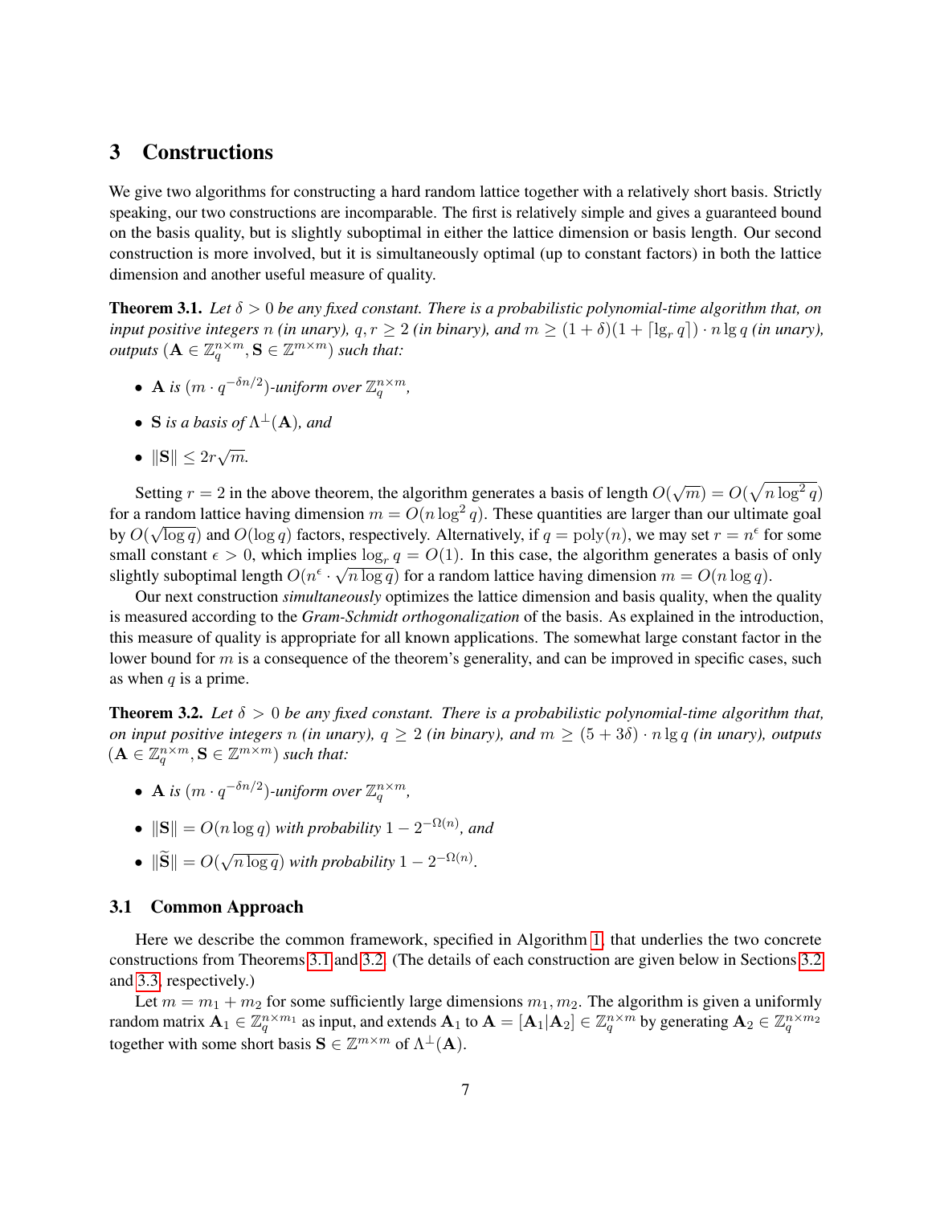## 3 Constructions

We give two algorithms for constructing a hard random lattice together with a relatively short basis. Strictly speaking, our two constructions are incomparable. The first is relatively simple and gives a guaranteed bound on the basis quality, but is slightly suboptimal in either the lattice dimension or basis length. Our second construction is more involved, but it is simultaneously optimal (up to constant factors) in both the lattice dimension and another useful measure of quality.

**Theorem 3.1.** *Let $\delta > 0$ be any fixed constant. There is a probabilistic polynomial-time algorithm that, on input positive integers $n$ (in unary), $q, r \geq 2$ (in binary), and $m \geq (1 + \delta)(1 + \lceil \lg_r q \rceil) \cdot n \lg q$ (in unary), outputs $(\mathbf{A} \in \mathbb{Z}_q^{n \times m}, \mathbf{S} \in \mathbb{Z}^{m \times m})$ such that:*

- *$\mathbf{A}$ is $(m \cdot q^{-\delta n/2})$-uniform over $\mathbb{Z}_q^{n \times m}$,*
- *$\mathbf{S}$ is a basis of $\Lambda^{\perp}(\mathbf{A})$, and*
- *$\|\mathbf{S}\| \leq 2r\sqrt{m}$.*

Setting $r = 2$ in the above theorem, the algorithm generates a basis of length $O(\sqrt{m}) = O(\sqrt{n \log^2 q})$ for a random lattice having dimension $m = O(n \log^2 q)$. These quantities are larger than our ultimate goal by $O(\sqrt{\log q})$ and $O(\log q)$ factors, respectively. Alternatively, if $q = \text{poly}(n)$, we may set $r = n^{\epsilon}$ for some small constant $\epsilon > 0$, which implies $\log_r q = O(1)$. In this case, the algorithm generates a basis of only slightly suboptimal length $O(n^{\epsilon} \cdot \sqrt{n \log q})$ for a random lattice having dimension $m = O(n \log q)$.

Our next construction *simultaneously* optimizes the lattice dimension and basis quality, when the quality is measured according to the *Gram-Schmidt orthogonalization* of the basis. As explained in the introduction, this measure of quality is appropriate for all known applications. The somewhat large constant factor in the lower bound for $m$ is a consequence of the theorem's generality, and can be improved in specific cases, such as when $q$ is a prime.

**Theorem 3.2.** *Let $\delta > 0$ be any fixed constant. There is a probabilistic polynomial-time algorithm that, on input positive integers $n$ (in unary), $q \geq 2$ (in binary), and $m \geq (5 + 3\delta) \cdot n \lg q$ (in unary), outputs $(\mathbf{A} \in \mathbb{Z}_q^{n \times m}, \mathbf{S} \in \mathbb{Z}^{m \times m})$ such that:*

- *$\mathbf{A}$ is $(m \cdot q^{-\delta n/2})$-uniform over $\mathbb{Z}_q^{n \times m}$,*
- *$\|\mathbf{S}\| = O(n \log q)$ with probability $1 - 2^{-\Omega(n)}$, and*
- *$\|\widetilde{\mathbf{S}}\| = O(\sqrt{n \log q})$ with probability $1 - 2^{-\Omega(n)}$.*

### 3.1 Common Approach

Here we describe the common framework, specified in Algorithm 1, that underlies the two concrete constructions from Theorems 3.1 and 3.2. (The details of each construction are given below in Sections 3.2 and 3.3, respectively.)

Let $m = m_1 + m_2$ for some sufficiently large dimensions $m_1, m_2$. The algorithm is given a uniformly random matrix $\mathbf{A}_1 \in \mathbb{Z}_q^{n \times m_1}$ as input, and extends $\mathbf{A}_1$ to $\mathbf{A} = [\mathbf{A}_1 | \mathbf{A}_2] \in \mathbb{Z}_q^{n \times m}$ by generating $\mathbf{A}_2 \in \mathbb{Z}_q^{n \times m_2}$ together with some short basis $\mathbf{S} \in \mathbb{Z}^{m \times m}$ of $\Lambda^{\perp}(\mathbf{A})$.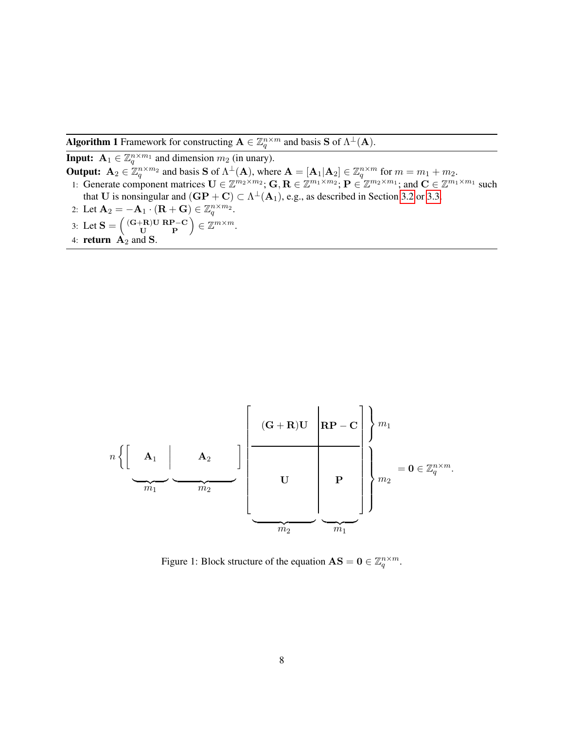**Algorithm 1** Framework for constructing $\mathbf{A} \in \mathbb{Z}_q^{n \times m}$ and basis $\mathbf{S}$ of $\Lambda^{\perp}(\mathbf{A})$.

**Input:** $\mathbf{A}_1 \in \mathbb{Z}_q^{n \times m_1}$ and dimension $m_2$ (in unary).

**Output:** $\mathbf{A}_2 \in \mathbb{Z}_q^{n \times m_2}$ and basis $\mathbf{S}$ of $\Lambda^{\perp}(\mathbf{A})$, where $\mathbf{A} = [\mathbf{A}_1 | \mathbf{A}_2] \in \mathbb{Z}_q^{n \times m}$ for $m = m_1 + m_2$.

1: Generate component matrices $\mathbf{U} \in \mathbb{Z}^{m_2 \times m_2}$; $\mathbf{G}, \mathbf{R} \in \mathbb{Z}^{m_1 \times m_2}$; $\mathbf{P} \in \mathbb{Z}^{m_2 \times m_1}$; and $\mathbf{C} \in \mathbb{Z}^{m_1 \times m_1}$ such that $\mathbf{U}$ is nonsingular and $(\mathbf{G}\mathbf{P} + \mathbf{C}) \subset \Lambda^{\perp}(\mathbf{A}_1)$, e.g., as described in Section 3.2 or 3.3.

2: Let $\mathbf{A}_2 = -\mathbf{A}_1 \cdot (\mathbf{R} + \mathbf{G}) \in \mathbb{Z}_q^{n \times m_2}$.

3: Let $\mathbf{S} = \begin{pmatrix} (\mathbf{G}+\mathbf{R})\mathbf{U} & \mathbf{R}\mathbf{P} - \mathbf{C} \\ \mathbf{U} & \mathbf{P} \end{pmatrix} \in \mathbb{Z}^{m \times m}$.

4: **return** $\mathbf{A}_2$ and $\mathbf{S}$.

$$
n\left\{\underbrace{\begin{bmatrix} \mathbf{A}_1 \end{bmatrix}}_{m_1}\underbrace{\begin{bmatrix} \mathbf{A}_2 \end{bmatrix}}_{m_2}\right. \begin{bmatrix} (\mathbf{G}+\mathbf{R})\mathbf{U} & \mathbf{R}\mathbf{P} - \mathbf{C} \\ \mathbf{U} & \mathbf{P} \end{bmatrix} \begin{matrix} \}\, m_1 \\ \}\, m_2 \end{matrix} = \mathbf{0} \in \mathbb{Z}_q^{n \times m}.
$$

(In the figure, the columns of $\mathbf{S}$ are labeled $m_2$ and $m_1$.)

Figure 1: Block structure of the equation $\mathbf{A}\mathbf{S} = \mathbf{0} \in \mathbb{Z}_q^{n \times m}$.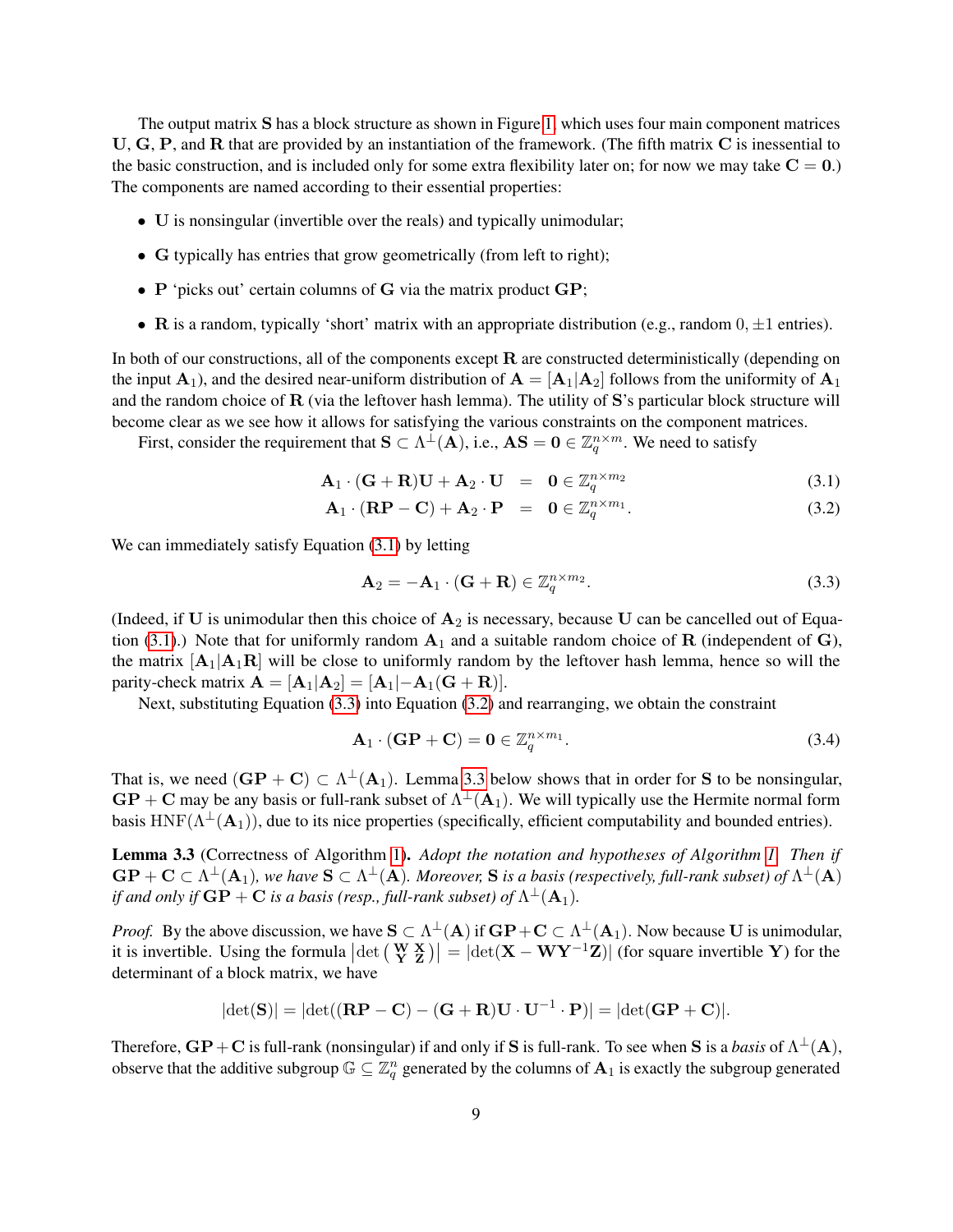The output matrix $\mathbf{S}$ has a block structure as shown in Figure 1, which uses four main component matrices $\mathbf{U}$, $\mathbf{G}$, $\mathbf{P}$, and $\mathbf{R}$ that are provided by an instantiation of the framework. (The fifth matrix $\mathbf{C}$ is inessential to the basic construction, and is included only for some extra flexibility later on; for now we may take $\mathbf{C} = \mathbf{0}$.) The components are named according to their essential properties:

- $\mathbf{U}$ is nonsingular (invertible over the reals) and typically unimodular;
- $\mathbf{G}$ typically has entries that grow geometrically (from left to right);
- $\mathbf{P}$ 'picks out' certain columns of $\mathbf{G}$ via the matrix product $\mathbf{GP}$;
- $\mathbf{R}$ is a random, typically 'short' matrix with an appropriate distribution (e.g., random $0, \pm 1$ entries).

In both of our constructions, all of the components except $\mathbf{R}$ are constructed deterministically (depending on the input $\mathbf{A}_1$), and the desired near-uniform distribution of $\mathbf{A} = [\mathbf{A}_1 | \mathbf{A}_2]$ follows from the uniformity of $\mathbf{A}_1$ and the random choice of $\mathbf{R}$ (via the leftover hash lemma). The utility of $\mathbf{S}$'s particular block structure will become clear as we see how it allows for satisfying the various constraints on the component matrices.

First, consider the requirement that $\mathbf{S} \subset \Lambda^{\perp}(\mathbf{A})$, i.e., $\mathbf{AS} = \mathbf{0} \in \mathbb{Z}_q^{n \times m}$. We need to satisfy

$$\mathbf{A}_1 \cdot (\mathbf{G} + \mathbf{R})\mathbf{U} + \mathbf{A}_2 \cdot \mathbf{U} = \mathbf{0} \in \mathbb{Z}_q^{n \times m_2} \tag{3.1}$$

$$\mathbf{A}_1 \cdot (\mathbf{RP} - \mathbf{C}) + \mathbf{A}_2 \cdot \mathbf{P} = \mathbf{0} \in \mathbb{Z}_q^{n \times m_1}. \tag{3.2}$$

We can immediately satisfy Equation (3.1) by letting

$$\mathbf{A}_2 = -\mathbf{A}_1 \cdot (\mathbf{G} + \mathbf{R}) \in \mathbb{Z}_q^{n \times m_2}. \tag{3.3}$$

(Indeed, if $\mathbf{U}$ is unimodular then this choice of $\mathbf{A}_2$ is necessary, because $\mathbf{U}$ can be cancelled out of Equation (3.1).) Note that for uniformly random $\mathbf{A}_1$ and a suitable random choice of $\mathbf{R}$ (independent of $\mathbf{G}$), the matrix $[\mathbf{A}_1 | \mathbf{A}_1 \mathbf{R}]$ will be close to uniformly random by the leftover hash lemma, hence so will the parity-check matrix $\mathbf{A} = [\mathbf{A}_1 | \mathbf{A}_2] = [\mathbf{A}_1 | -\mathbf{A}_1(\mathbf{G} + \mathbf{R})]$.

Next, substituting Equation (3.3) into Equation (3.2) and rearranging, we obtain the constraint

$$\mathbf{A}_1 \cdot (\mathbf{GP} + \mathbf{C}) = \mathbf{0} \in \mathbb{Z}_q^{n \times m_1}. \tag{3.4}$$

That is, we need $(\mathbf{GP} + \mathbf{C}) \subset \Lambda^{\perp}(\mathbf{A}_1)$. Lemma 3.3 below shows that in order for $\mathbf{S}$ to be nonsingular, $\mathbf{GP} + \mathbf{C}$ may be any basis or full-rank subset of $\Lambda^{\perp}(\mathbf{A}_1)$. We will typically use the Hermite normal form basis $\mathrm{HNF}(\Lambda^{\perp}(\mathbf{A}_1))$, due to its nice properties (specifically, efficient computability and bounded entries).

**Lemma 3.3** (Correctness of Algorithm 1)**.** *Adopt the notation and hypotheses of Algorithm 1. Then if $\mathbf{GP} + \mathbf{C} \subset \Lambda^{\perp}(\mathbf{A}_1)$, we have $\mathbf{S} \subset \Lambda^{\perp}(\mathbf{A})$. Moreover, $\mathbf{S}$ is a basis (respectively, full-rank subset) of $\Lambda^{\perp}(\mathbf{A})$ if and only if $\mathbf{GP} + \mathbf{C}$ is a basis (resp., full-rank subset) of $\Lambda^{\perp}(\mathbf{A}_1)$.*

*Proof.* By the above discussion, we have $\mathbf{S} \subset \Lambda^{\perp}(\mathbf{A})$ if $\mathbf{GP} + \mathbf{C} \subset \Lambda^{\perp}(\mathbf{A}_1)$. Now because $\mathbf{U}$ is unimodular, it is invertible. Using the formula $\left|\det\begin{pmatrix} \mathbf{W} & \mathbf{X} \\ \mathbf{Y} & \mathbf{Z} \end{pmatrix}\right| = |\det(\mathbf{X} - \mathbf{W}\mathbf{Y}^{-1}\mathbf{Z})|$ (for square invertible $\mathbf{Y}$) for the determinant of a block matrix, we have

$$|\det(\mathbf{S})| = |\det((\mathbf{RP} - \mathbf{C}) - (\mathbf{G} + \mathbf{R})\mathbf{U} \cdot \mathbf{U}^{-1} \cdot \mathbf{P})| = |\det(\mathbf{GP} + \mathbf{C})|.$$

Therefore, $\mathbf{GP} + \mathbf{C}$ is full-rank (nonsingular) if and only if $\mathbf{S}$ is full-rank. To see when $\mathbf{S}$ is a *basis* of $\Lambda^{\perp}(\mathbf{A})$, observe that the additive subgroup $\mathbb{G} \subseteq \mathbb{Z}_q^n$ generated by the columns of $\mathbf{A}_1$ is exactly the subgroup generated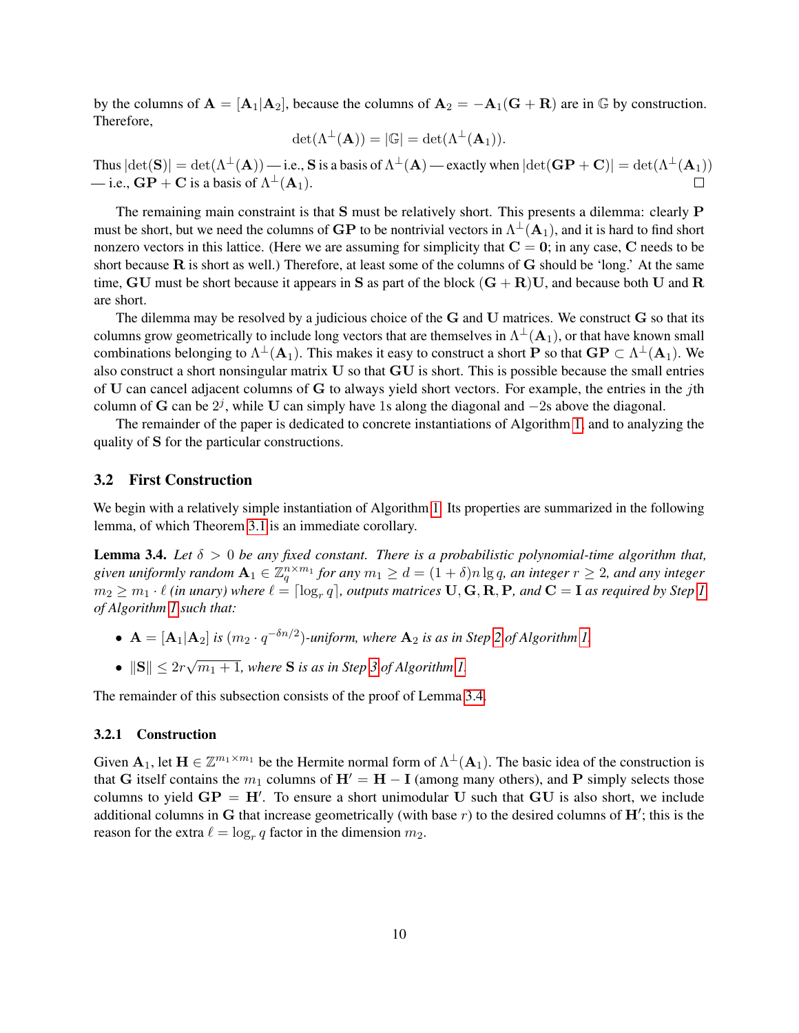by the columns of $\mathbf{A} = [\mathbf{A}_1|\mathbf{A}_2]$, because the columns of $\mathbf{A}_2 = -\mathbf{A}_1(\mathbf{G}+\mathbf{R})$ are in $\mathbb{G}$ by construction. Therefore,

$$\det(\Lambda^\perp(\mathbf{A})) = |\mathbb{G}| = \det(\Lambda^\perp(\mathbf{A}_1)).$$

Thus $|\det(\mathbf{S})| = \det(\Lambda^\perp(\mathbf{A}))$ — i.e., $\mathbf{S}$ is a basis of $\Lambda^\perp(\mathbf{A})$ — exactly when $|\det(\mathbf{GP}+\mathbf{C})| = \det(\Lambda^\perp(\mathbf{A}_1))$ — i.e., $\mathbf{GP}+\mathbf{C}$ is a basis of $\Lambda^\perp(\mathbf{A}_1)$. □

The remaining main constraint is that $\mathbf{S}$ must be relatively short. This presents a dilemma: clearly $\mathbf{P}$ must be short, but we need the columns of $\mathbf{GP}$ to be nontrivial vectors in $\Lambda^\perp(\mathbf{A}_1)$, and it is hard to find short nonzero vectors in this lattice. (Here we are assuming for simplicity that $\mathbf{C} = \mathbf{0}$; in any case, $\mathbf{C}$ needs to be short because $\mathbf{R}$ is short as well.) Therefore, at least some of the columns of $\mathbf{G}$ should be 'long.' At the same time, $\mathbf{GU}$ must be short because it appears in $\mathbf{S}$ as part of the block $(\mathbf{G}+\mathbf{R})\mathbf{U}$, and because both $\mathbf{U}$ and $\mathbf{R}$ are short.

The dilemma may be resolved by a judicious choice of the $\mathbf{G}$ and $\mathbf{U}$ matrices. We construct $\mathbf{G}$ so that its columns grow geometrically to include long vectors that are themselves in $\Lambda^\perp(\mathbf{A}_1)$, or that have known small combinations belonging to $\Lambda^\perp(\mathbf{A}_1)$. This makes it easy to construct a short $\mathbf{P}$ so that $\mathbf{GP} \subset \Lambda^\perp(\mathbf{A}_1)$. We also construct a short nonsingular matrix $\mathbf{U}$ so that $\mathbf{GU}$ is short. This is possible because the small entries of $\mathbf{U}$ can cancel adjacent columns of $\mathbf{G}$ to always yield short vectors. For example, the entries in the $j$th column of $\mathbf{G}$ can be $2^j$, while $\mathbf{U}$ can simply have 1s along the diagonal and $-2$s above the diagonal.

The remainder of the paper is dedicated to concrete instantiations of Algorithm 1, and to analyzing the quality of $\mathbf{S}$ for the particular constructions.

### 3.2 First Construction

We begin with a relatively simple instantiation of Algorithm 1. Its properties are summarized in the following lemma, of which Theorem 3.1 is an immediate corollary.

**Lemma 3.4.** *Let $\delta > 0$ be any fixed constant. There is a probabilistic polynomial-time algorithm that, given uniformly random $\mathbf{A}_1 \in \mathbb{Z}_q^{n\times m_1}$ for any $m_1 \geq d = (1+\delta)n\lg q$, an integer $r \geq 2$, and any integer $m_2 \geq m_1 \cdot \ell$ (in unary) where $\ell = \lceil \log_r q \rceil$, outputs matrices $\mathbf{U}, \mathbf{G}, \mathbf{R}, \mathbf{P}$, and $\mathbf{C} = \mathbf{I}$ as required by Step 1 of Algorithm 1 such that:*

- *$\mathbf{A} = [\mathbf{A}_1|\mathbf{A}_2]$ is $(m_2 \cdot q^{-\delta n/2})$-uniform, where $\mathbf{A}_2$ is as in Step 2 of Algorithm 1.*
- *$\|\mathbf{S}\| \leq 2r\sqrt{m_1+1}$, where $\mathbf{S}$ is as in Step 3 of Algorithm 1.*

The remainder of this subsection consists of the proof of Lemma 3.4.

#### 3.2.1 Construction

Given $\mathbf{A}_1$, let $\mathbf{H} \in \mathbb{Z}^{m_1\times m_1}$ be the Hermite normal form of $\Lambda^\perp(\mathbf{A}_1)$. The basic idea of the construction is that $\mathbf{G}$ itself contains the $m_1$ columns of $\mathbf{H}' = \mathbf{H} - \mathbf{I}$ (among many others), and $\mathbf{P}$ simply selects those columns to yield $\mathbf{GP} = \mathbf{H}'$. To ensure a short unimodular $\mathbf{U}$ such that $\mathbf{GU}$ is also short, we include additional columns in $\mathbf{G}$ that increase geometrically (with base $r$) to the desired columns of $\mathbf{H}'$; this is the reason for the extra $\ell = \log_r q$ factor in the dimension $m_2$.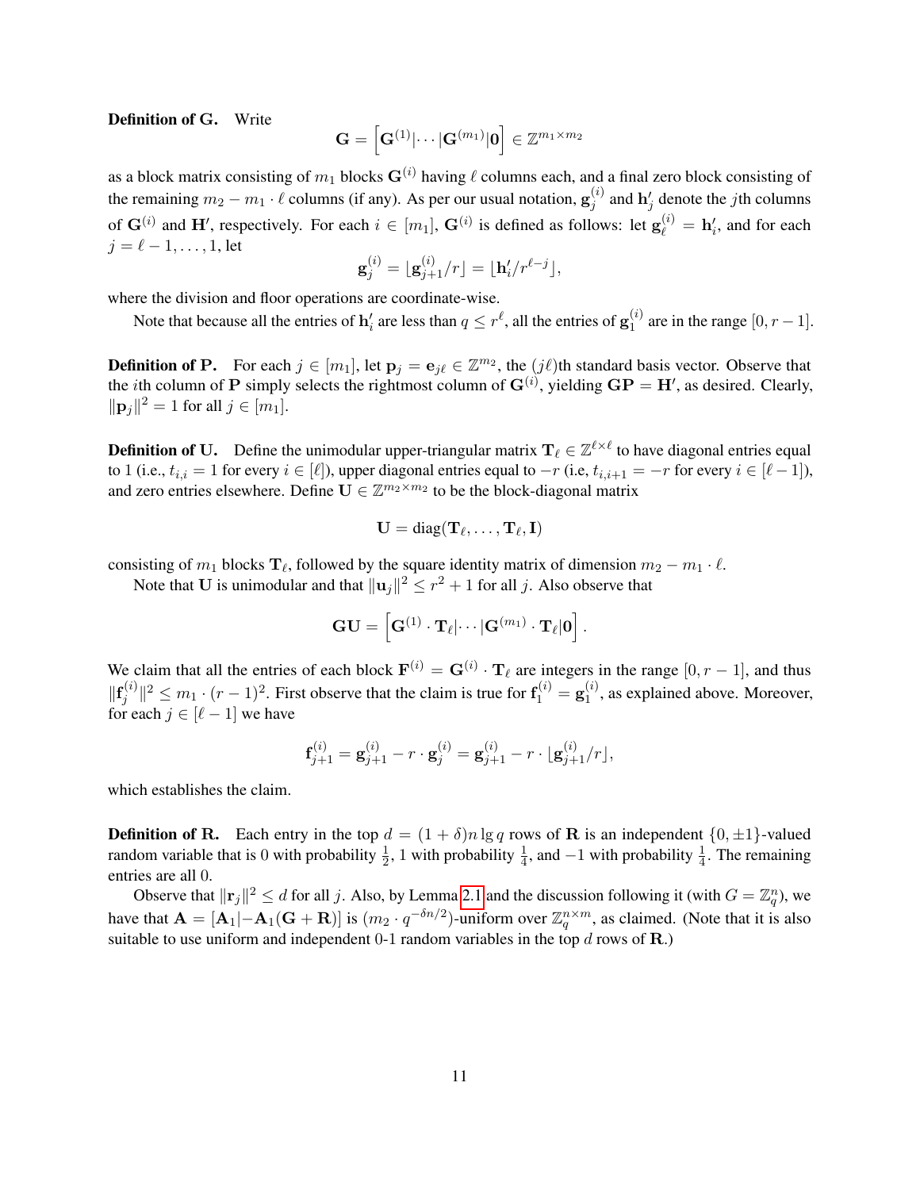**Definition of G.** Write

$$\mathbf{G} = \left[\mathbf{G}^{(1)}|\cdots|\mathbf{G}^{(m_1)}|\mathbf{0}\right] \in \mathbb{Z}^{m_1 \times m_2}$$

as a block matrix consisting of $m_1$ blocks $\mathbf{G}^{(i)}$ having $\ell$ columns each, and a final zero block consisting of the remaining $m_2 - m_1 \cdot \ell$ columns (if any). As per our usual notation, $\mathbf{g}_j^{(i)}$ and $\mathbf{h}'_j$ denote the $j$th columns of $\mathbf{G}^{(i)}$ and $\mathbf{H}'$, respectively. For each $i \in [m_1]$, $\mathbf{G}^{(i)}$ is defined as follows: let $\mathbf{g}_\ell^{(i)} = \mathbf{h}'_i$, and for each $j = \ell - 1, \ldots, 1$, let

$$\mathbf{g}_j^{(i)} = \lfloor \mathbf{g}_{j+1}^{(i)}/r \rfloor = \lfloor \mathbf{h}'_i / r^{\ell - j} \rfloor,$$

where the division and floor operations are coordinate-wise.

Note that because all the entries of $\mathbf{h}'_i$ are less than $q \le r^\ell$, all the entries of $\mathbf{g}_1^{(i)}$ are in the range $[0, r-1]$.

**Definition of P.** For each $j \in [m_1]$, let $\mathbf{p}_j = \mathbf{e}_{j\ell} \in \mathbb{Z}^{m_2}$, the $(j\ell)$th standard basis vector. Observe that the $i$th column of $\mathbf{P}$ simply selects the rightmost column of $\mathbf{G}^{(i)}$, yielding $\mathbf{GP} = \mathbf{H}'$, as desired. Clearly, $\|\mathbf{p}_j\|^2 = 1$ for all $j \in [m_1]$.

**Definition of U.** Define the unimodular upper-triangular matrix $\mathbf{T}_\ell \in \mathbb{Z}^{\ell \times \ell}$ to have diagonal entries equal to 1 (i.e., $t_{i,i} = 1$ for every $i \in [\ell]$), upper diagonal entries equal to $-r$ (i.e, $t_{i,i+1} = -r$ for every $i \in [\ell - 1]$), and zero entries elsewhere. Define $\mathbf{U} \in \mathbb{Z}^{m_2 \times m_2}$ to be the block-diagonal matrix

$$\mathbf{U} = \operatorname{diag}(\mathbf{T}_\ell, \ldots, \mathbf{T}_\ell, \mathbf{I})$$

consisting of $m_1$ blocks $\mathbf{T}_\ell$, followed by the square identity matrix of dimension $m_2 - m_1 \cdot \ell$.

Note that $\mathbf{U}$ is unimodular and that $\|\mathbf{u}_j\|^2 \le r^2 + 1$ for all $j$. Also observe that

$$\mathbf{GU} = \left[\mathbf{G}^{(1)} \cdot \mathbf{T}_\ell|\cdots|\mathbf{G}^{(m_1)} \cdot \mathbf{T}_\ell|\mathbf{0}\right].$$

We claim that all the entries of each block $\mathbf{F}^{(i)} = \mathbf{G}^{(i)} \cdot \mathbf{T}_\ell$ are integers in the range $[0, r-1]$, and thus $\|\mathbf{f}_j^{(i)}\|^2 \le m_1 \cdot (r-1)^2$. First observe that the claim is true for $\mathbf{f}_1^{(i)} = \mathbf{g}_1^{(i)}$, as explained above. Moreover, for each $j \in [\ell - 1]$ we have

$$\mathbf{f}_{j+1}^{(i)} = \mathbf{g}_{j+1}^{(i)} - r \cdot \mathbf{g}_j^{(i)} = \mathbf{g}_{j+1}^{(i)} - r \cdot \lfloor \mathbf{g}_{j+1}^{(i)}/r \rfloor,$$

which establishes the claim.

**Definition of R.** Each entry in the top $d = (1+\delta)n \lg q$ rows of $\mathbf{R}$ is an independent $\{0, \pm 1\}$-valued random variable that is 0 with probability $\frac{1}{2}$, 1 with probability $\frac{1}{4}$, and $-1$ with probability $\frac{1}{4}$. The remaining entries are all 0.

Observe that $\|\mathbf{r}_j\|^2 \le d$ for all $j$. Also, by Lemma 2.1 and the discussion following it (with $G = \mathbb{Z}_q^n$), we have that $\mathbf{A} = [\mathbf{A}_1|-\mathbf{A}_1(\mathbf{G}+\mathbf{R})]$ is $(m_2 \cdot q^{-\delta n/2})$-uniform over $\mathbb{Z}_q^{n \times m}$, as claimed. (Note that it is also suitable to use uniform and independent 0-1 random variables in the top $d$ rows of $\mathbf{R}$.)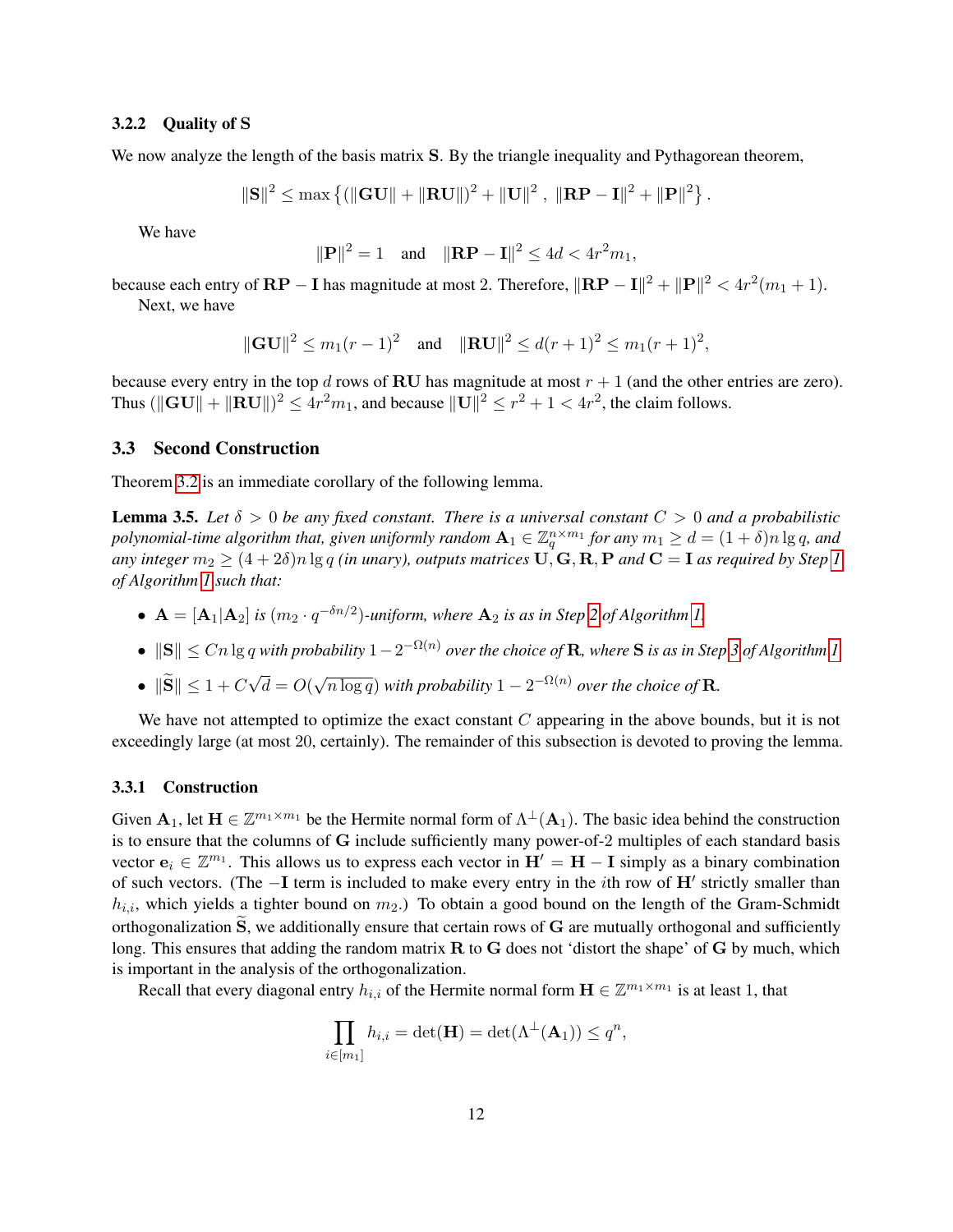#### 3.2.2 Quality of S

We now analyze the length of the basis matrix $\mathbf{S}$. By the triangle inequality and Pythagorean theorem,

$$\|\mathbf{S}\|^2 \leq \max\left\{ (\|\mathbf{GU}\| + \|\mathbf{RU}\|)^2 + \|\mathbf{U}\|^2 \ , \ \|\mathbf{RP} - \mathbf{I}\|^2 + \|\mathbf{P}\|^2 \right\}.$$

We have

$$\|\mathbf{P}\|^2 = 1 \quad \text{and} \quad \|\mathbf{RP} - \mathbf{I}\|^2 \leq 4d < 4r^2 m_1,$$

because each entry of $\mathbf{RP} - \mathbf{I}$ has magnitude at most 2. Therefore, $\|\mathbf{RP} - \mathbf{I}\|^2 + \|\mathbf{P}\|^2 < 4r^2(m_1 + 1)$.

Next, we have

$$\|\mathbf{GU}\|^2 \leq m_1(r-1)^2 \quad \text{and} \quad \|\mathbf{RU}\|^2 \leq d(r+1)^2 \leq m_1(r+1)^2,$$

because every entry in the top $d$ rows of $\mathbf{RU}$ has magnitude at most $r+1$ (and the other entries are zero). Thus $(\|\mathbf{GU}\| + \|\mathbf{RU}\|)^2 \leq 4r^2 m_1$, and because $\|\mathbf{U}\|^2 \leq r^2 + 1 < 4r^2$, the claim follows.

### 3.3 Second Construction

Theorem 3.2 is an immediate corollary of the following lemma.

**Lemma 3.5.** *Let $\delta > 0$ be any fixed constant. There is a universal constant $C > 0$ and a probabilistic polynomial-time algorithm that, given uniformly random $\mathbf{A}_1 \in \mathbb{Z}_q^{n \times m_1}$ for any $m_1 \geq d = (1+\delta) n \lg q$, and any integer $m_2 \geq (4 + 2\delta) n \lg q$ (in unary), outputs matrices $\mathbf{U}, \mathbf{G}, \mathbf{R}, \mathbf{P}$ and $\mathbf{C} = \mathbf{I}$ as required by Step 1 of Algorithm 1 such that:*

- *$\mathbf{A} = [\mathbf{A}_1 | \mathbf{A}_2]$ is $(m_2 \cdot q^{-\delta n/2})$-uniform, where $\mathbf{A}_2$ is as in Step 2 of Algorithm 1.*
- *$\|\mathbf{S}\| \leq Cn \lg q$ with probability $1 - 2^{-\Omega(n)}$ over the choice of $\mathbf{R}$, where $\mathbf{S}$ is as in Step 3 of Algorithm 1.*
- *$\|\widetilde{\mathbf{S}}\| \leq 1 + C\sqrt{d} = O(\sqrt{n \log q})$ with probability $1 - 2^{-\Omega(n)}$ over the choice of $\mathbf{R}$.*

We have not attempted to optimize the exact constant $C$ appearing in the above bounds, but it is not exceedingly large (at most 20, certainly). The remainder of this subsection is devoted to proving the lemma.

#### 3.3.1 Construction

Given $\mathbf{A}_1$, let $\mathbf{H} \in \mathbb{Z}^{m_1 \times m_1}$ be the Hermite normal form of $\Lambda^\perp(\mathbf{A}_1)$. The basic idea behind the construction is to ensure that the columns of $\mathbf{G}$ include sufficiently many power-of-2 multiples of each standard basis vector $\mathbf{e}_i \in \mathbb{Z}^{m_1}$. This allows us to express each vector in $\mathbf{H}' = \mathbf{H} - \mathbf{I}$ simply as a binary combination of such vectors. (The $-\mathbf{I}$ term is included to make every entry in the $i$th row of $\mathbf{H}'$ strictly smaller than $h_{i,i}$, which yields a tighter bound on $m_2$.) To obtain a good bound on the length of the Gram-Schmidt orthogonalization $\widetilde{\mathbf{S}}$, we additionally ensure that certain rows of $\mathbf{G}$ are mutually orthogonal and sufficiently long. This ensures that adding the random matrix $\mathbf{R}$ to $\mathbf{G}$ does not 'distort the shape' of $\mathbf{G}$ by much, which is important in the analysis of the orthogonalization.

Recall that every diagonal entry $h_{i,i}$ of the Hermite normal form $\mathbf{H} \in \mathbb{Z}^{m_1 \times m_1}$ is at least 1, that

$$\prod_{i \in [m_1]} h_{i,i} = \det(\mathbf{H}) = \det(\Lambda^\perp(\mathbf{A}_1)) \leq q^n,$$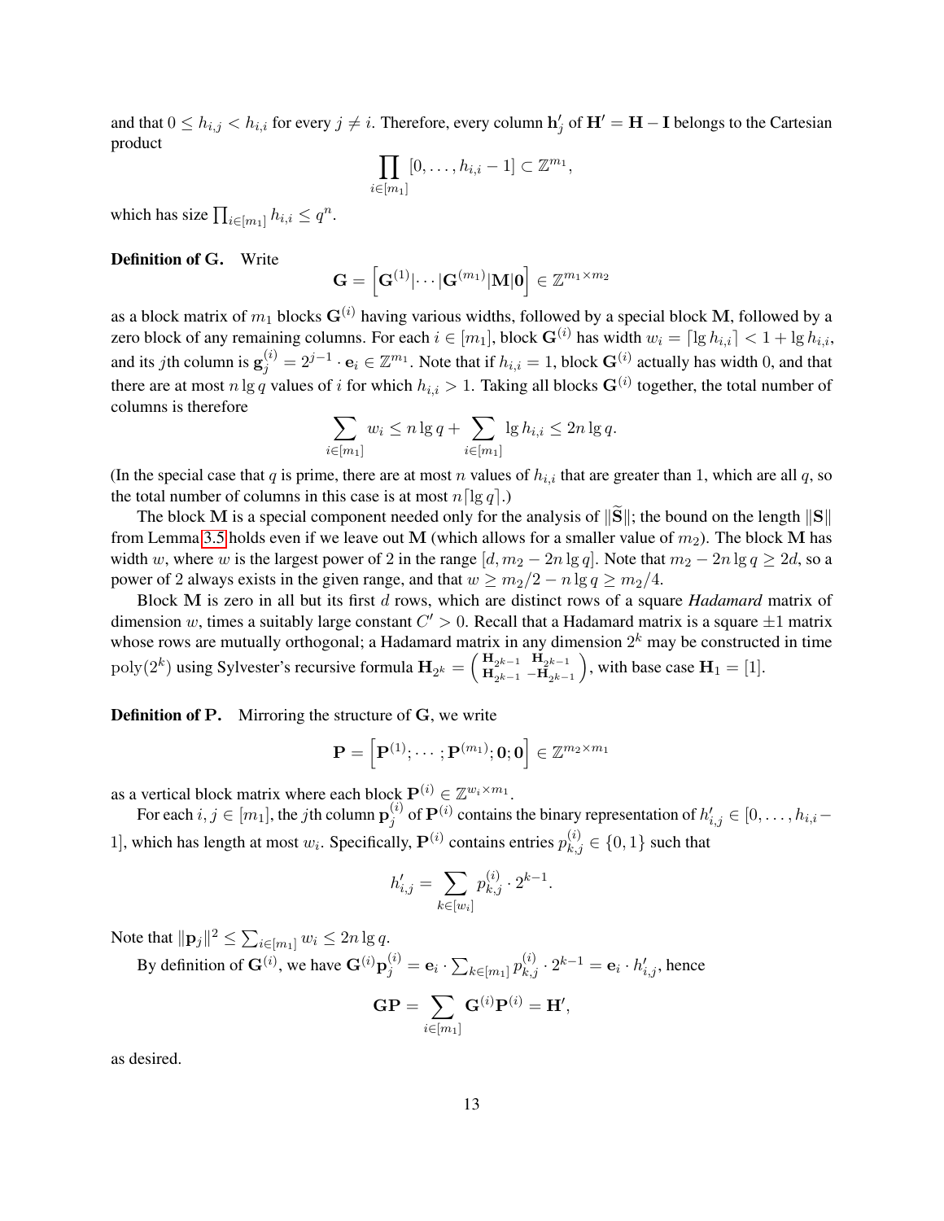and that $0 \leq h_{i,j} < h_{i,i}$ for every $j \neq i$. Therefore, every column $\mathbf{h}'_j$ of $\mathbf{H}' = \mathbf{H} - \mathbf{I}$ belongs to the Cartesian product

$$\prod_{i \in [m_1]} [0, \ldots, h_{i,i} - 1] \subset \mathbb{Z}^{m_1},$$

which has size $\prod_{i \in [m_1]} h_{i,i} \leq q^n$.

**Definition of G.** Write

$$\mathbf{G} = \left[ \mathbf{G}^{(1)} | \cdots | \mathbf{G}^{(m_1)} | \mathbf{M} | \mathbf{0} \right] \in \mathbb{Z}^{m_1 \times m_2}$$

as a block matrix of $m_1$ blocks $\mathbf{G}^{(i)}$ having various widths, followed by a special block $\mathbf{M}$, followed by a zero block of any remaining columns. For each $i \in [m_1]$, block $\mathbf{G}^{(i)}$ has width $w_i = \lceil \lg h_{i,i} \rceil < 1 + \lg h_{i,i}$, and its $j$th column is $\mathbf{g}_j^{(i)} = 2^{j-1} \cdot \mathbf{e}_i \in \mathbb{Z}^{m_1}$. Note that if $h_{i,i} = 1$, block $\mathbf{G}^{(i)}$ actually has width 0, and that there are at most $n \lg q$ values of $i$ for which $h_{i,i} > 1$. Taking all blocks $\mathbf{G}^{(i)}$ together, the total number of columns is therefore

$$\sum_{i \in [m_1]} w_i \leq n \lg q + \sum_{i \in [m_1]} \lg h_{i,i} \leq 2n \lg q.$$

(In the special case that $q$ is prime, there are at most $n$ values of $h_{i,i}$ that are greater than 1, which are all $q$, so the total number of columns in this case is at most $n \lceil \lg q \rceil$.)

The block $\mathbf{M}$ is a special component needed only for the analysis of $\|\widetilde{\mathbf{S}}\|$; the bound on the length $\|\mathbf{S}\|$ from Lemma 3.5 holds even if we leave out $\mathbf{M}$ (which allows for a smaller value of $m_2$). The block $\mathbf{M}$ has width $w$, where $w$ is the largest power of 2 in the range $[d, m_2 - 2n \lg q]$. Note that $m_2 - 2n \lg q \geq 2d$, so a power of 2 always exists in the given range, and that $w \geq m_2/2 - n \lg q \geq m_2/4$.

Block $\mathbf{M}$ is zero in all but its first $d$ rows, which are distinct rows of a square *Hadamard* matrix of dimension $w$, times a suitably large constant $C' > 0$. Recall that a Hadamard matrix is a square $\pm 1$ matrix whose rows are mutually orthogonal; a Hadamard matrix in any dimension $2^k$ may be constructed in time $\text{poly}(2^k)$ using Sylvester's recursive formula $\mathbf{H}_{2^k} = \left( \begin{smallmatrix} \mathbf{H}_{2^{k-1}} & \mathbf{H}_{2^{k-1}} \\ \mathbf{H}_{2^{k-1}} & -\mathbf{H}_{2^{k-1}} \end{smallmatrix} \right)$, with base case $\mathbf{H}_1 = [1]$.

**Definition of P.** Mirroring the structure of $\mathbf{G}$, we write

$$\mathbf{P} = \left[ \mathbf{P}^{(1)}; \cdots; \mathbf{P}^{(m_1)}; \mathbf{0}; \mathbf{0} \right] \in \mathbb{Z}^{m_2 \times m_1}$$

as a vertical block matrix where each block $\mathbf{P}^{(i)} \in \mathbb{Z}^{w_i \times m_1}$.

For each $i, j \in [m_1]$, the $j$th column $\mathbf{p}_j^{(i)}$ of $\mathbf{P}^{(i)}$ contains the binary representation of $h'_{i,j} \in [0, \ldots, h_{i,i} - 1]$, which has length at most $w_i$. Specifically, $\mathbf{P}^{(i)}$ contains entries $p_{k,j}^{(i)} \in \{0, 1\}$ such that

$$h'_{i,j} = \sum_{k \in [w_i]} p_{k,j}^{(i)} \cdot 2^{k-1}.$$

Note that $\|\mathbf{p}_j\|^2 \leq \sum_{i \in [m_1]} w_i \leq 2n \lg q$.

By definition of $\mathbf{G}^{(i)}$, we have $\mathbf{G}^{(i)} \mathbf{p}_j^{(i)} = \mathbf{e}_i \cdot \sum_{k \in [m_1]} p_{k,j}^{(i)} \cdot 2^{k-1} = \mathbf{e}_i \cdot h'_{i,j}$, hence

$$\mathbf{G}\mathbf{P} = \sum_{i \in [m_1]} \mathbf{G}^{(i)} \mathbf{P}^{(i)} = \mathbf{H}',$$

as desired.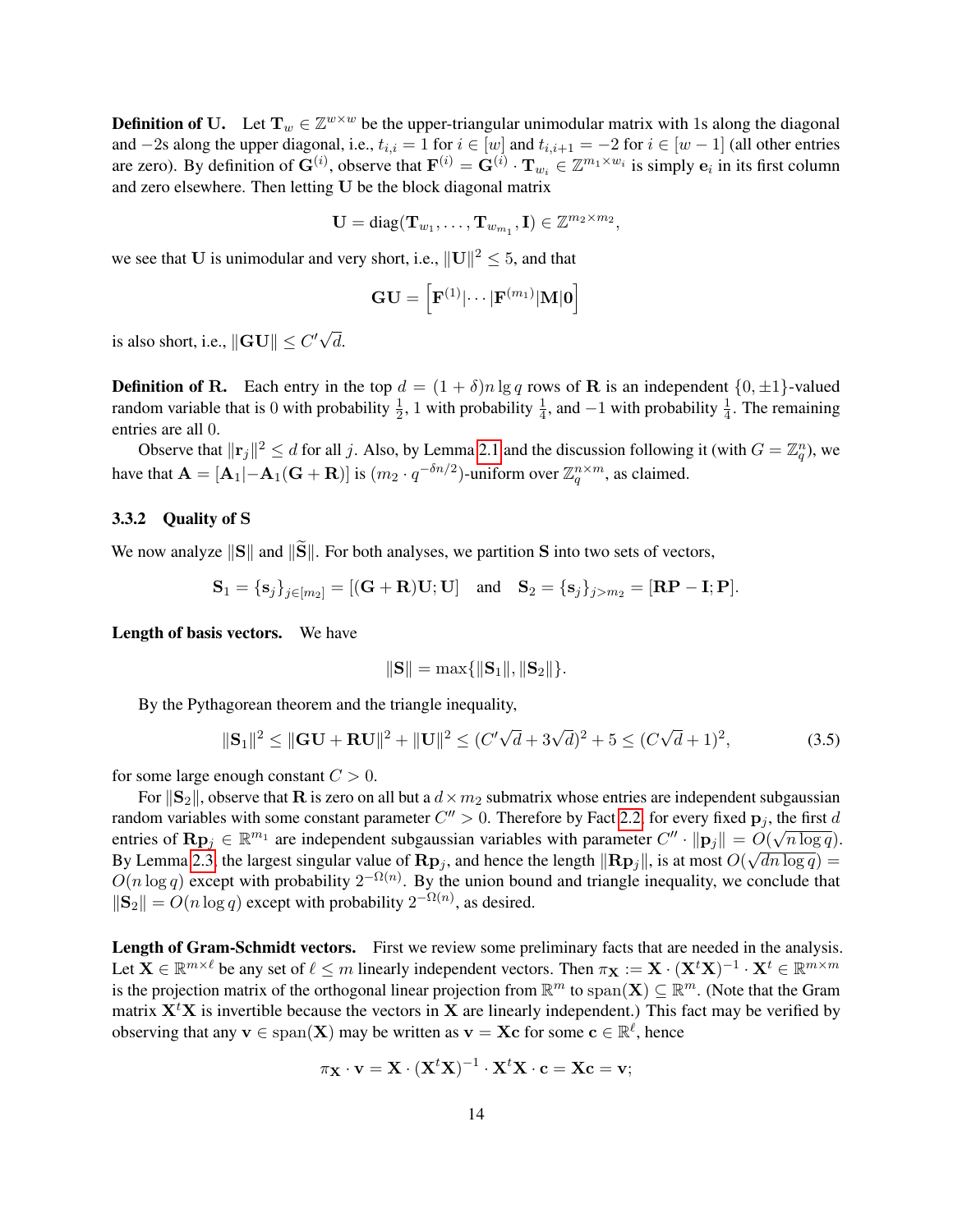**Definition of U.** Let $\mathbf{T}_w \in \mathbb{Z}^{w \times w}$ be the upper-triangular unimodular matrix with 1s along the diagonal and $-2$s along the upper diagonal, i.e., $t_{i,i} = 1$ for $i \in [w]$ and $t_{i,i+1} = -2$ for $i \in [w-1]$ (all other entries are zero). By definition of $\mathbf{G}^{(i)}$, observe that $\mathbf{F}^{(i)} = \mathbf{G}^{(i)} \cdot \mathbf{T}_{w_i} \in \mathbb{Z}^{m_1 \times w_i}$ is simply $\mathbf{e}_i$ in its first column and zero elsewhere. Then letting $\mathbf{U}$ be the block diagonal matrix

$$\mathbf{U} = \operatorname{diag}(\mathbf{T}_{w_1}, \ldots, \mathbf{T}_{w_{m_1}}, \mathbf{I}) \in \mathbb{Z}^{m_2 \times m_2},$$

we see that $\mathbf{U}$ is unimodular and very short, i.e., $\|\mathbf{U}\|^2 \leq 5$, and that

$$\mathbf{G}\mathbf{U} = \left[\mathbf{F}^{(1)} | \cdots | \mathbf{F}^{(m_1)} | \mathbf{M} | \mathbf{0}\right]$$

is also short, i.e., $\|\mathbf{G}\mathbf{U}\| \leq C'\sqrt{d}$.

**Definition of R.** Each entry in the top $d = (1+\delta) n \lg q$ rows of $\mathbf{R}$ is an independent $\{0, \pm 1\}$-valued random variable that is 0 with probability $\frac{1}{2}$, 1 with probability $\frac{1}{4}$, and $-1$ with probability $\frac{1}{4}$. The remaining entries are all 0.

Observe that $\|\mathbf{r}_j\|^2 \leq d$ for all $j$. Also, by Lemma 2.1 and the discussion following it (with $G = \mathbb{Z}_q^n$), we have that $\mathbf{A} = [\mathbf{A}_1 | -\mathbf{A}_1(\mathbf{G} + \mathbf{R})]$ is $(m_2 \cdot q^{-\delta n/2})$-uniform over $\mathbb{Z}_q^{n \times m}$, as claimed.

### 3.3.2 Quality of S

We now analyze $\|\mathbf{S}\|$ and $\|\widetilde{\mathbf{S}}\|$. For both analyses, we partition $\mathbf{S}$ into two sets of vectors,

$$\mathbf{S}_1 = \{\mathbf{s}_j\}_{j \in [m_2]} = [(\mathbf{G} + \mathbf{R})\mathbf{U}; \mathbf{U}] \quad \text{and} \quad \mathbf{S}_2 = \{\mathbf{s}_j\}_{j > m_2} = [\mathbf{R}\mathbf{P} - \mathbf{I}; \mathbf{P}].$$

**Length of basis vectors.** We have

$$\|\mathbf{S}\| = \max\{\|\mathbf{S}_1\|, \|\mathbf{S}_2\|\}.$$

By the Pythagorean theorem and the triangle inequality,

$$\|\mathbf{S}_1\|^2 \leq \|\mathbf{G}\mathbf{U} + \mathbf{R}\mathbf{U}\|^2 + \|\mathbf{U}\|^2 \leq (C'\sqrt{d} + 3\sqrt{d})^2 + 5 \leq (C\sqrt{d} + 1)^2, \tag{3.5}$$

for some large enough constant $C > 0$.

For $\|\mathbf{S}_2\|$, observe that $\mathbf{R}$ is zero on all but a $d \times m_2$ submatrix whose entries are independent subgaussian random variables with some constant parameter $C'' > 0$. Therefore by Fact 2.2, for every fixed $\mathbf{p}_j$, the first $d$ entries of $\mathbf{R}\mathbf{p}_j \in \mathbb{R}^{m_1}$ are independent subgaussian variables with parameter $C'' \cdot \|\mathbf{p}_j\| = O(\sqrt{n \log q})$. By Lemma 2.3, the largest singular value of $\mathbf{R}\mathbf{p}_j$, and hence the length $\|\mathbf{R}\mathbf{p}_j\|$, is at most $O(\sqrt{dn \log q}) = O(n \log q)$ except with probability $2^{-\Omega(n)}$. By the union bound and triangle inequality, we conclude that $\|\mathbf{S}_2\| = O(n \log q)$ except with probability $2^{-\Omega(n)}$, as desired.

**Length of Gram-Schmidt vectors.** First we review some preliminary facts that are needed in the analysis. Let $\mathbf{X} \in \mathbb{R}^{m \times \ell}$ be any set of $\ell \leq m$ linearly independent vectors. Then $\pi_{\mathbf{X}} := \mathbf{X} \cdot (\mathbf{X}^t\mathbf{X})^{-1} \cdot \mathbf{X}^t \in \mathbb{R}^{m \times m}$ is the projection matrix of the orthogonal linear projection from $\mathbb{R}^m$ to $\operatorname{span}(\mathbf{X}) \subseteq \mathbb{R}^m$. (Note that the Gram matrix $\mathbf{X}^t\mathbf{X}$ is invertible because the vectors in $\mathbf{X}$ are linearly independent.) This fact may be verified by observing that any $\mathbf{v} \in \operatorname{span}(\mathbf{X})$ may be written as $\mathbf{v} = \mathbf{X}\mathbf{c}$ for some $\mathbf{c} \in \mathbb{R}^\ell$, hence

$$\pi_{\mathbf{X}} \cdot \mathbf{v} = \mathbf{X} \cdot (\mathbf{X}^t\mathbf{X})^{-1} \cdot \mathbf{X}^t\mathbf{X} \cdot \mathbf{c} = \mathbf{X}\mathbf{c} = \mathbf{v};$$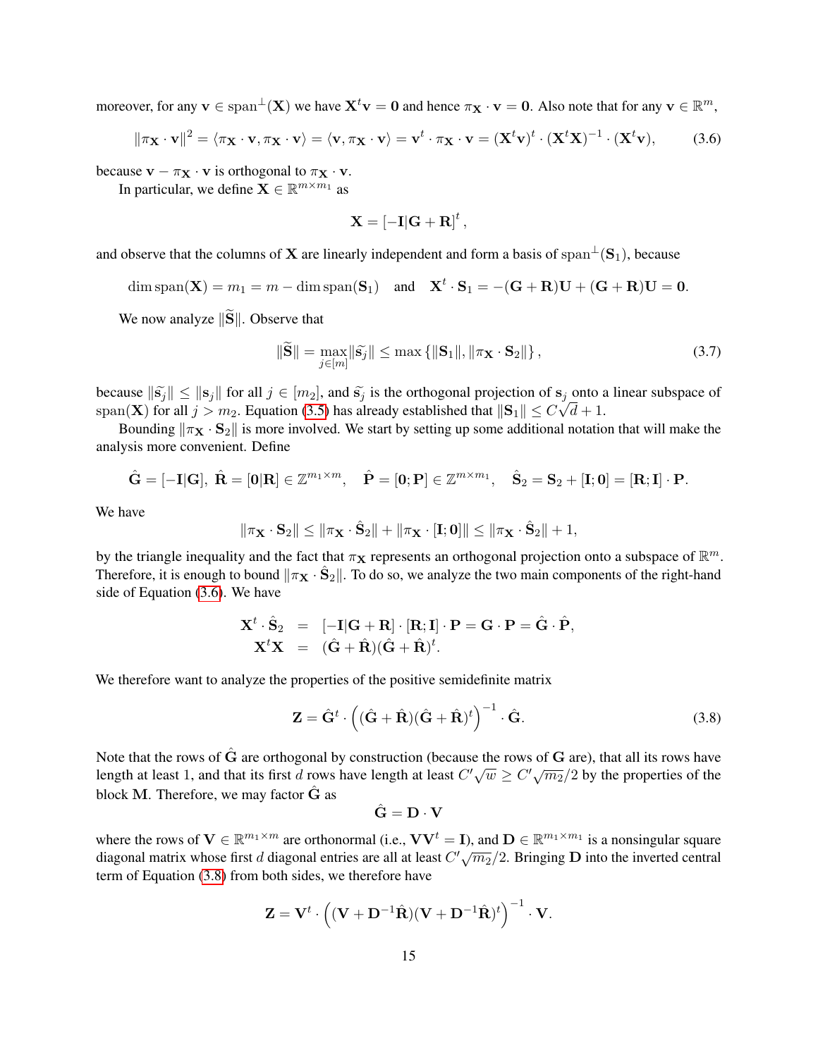moreover, for any $\mathbf{v} \in \operatorname{span}^{\perp}(\mathbf{X})$ we have $\mathbf{X}^t\mathbf{v} = \mathbf{0}$ and hence $\pi_{\mathbf{X}} \cdot \mathbf{v} = \mathbf{0}$. Also note that for any $\mathbf{v} \in \mathbb{R}^m$,

$$\|\pi_{\mathbf{X}} \cdot \mathbf{v}\|^2 = \langle \pi_{\mathbf{X}} \cdot \mathbf{v}, \pi_{\mathbf{X}} \cdot \mathbf{v} \rangle = \langle \mathbf{v}, \pi_{\mathbf{X}} \cdot \mathbf{v} \rangle = \mathbf{v}^t \cdot \pi_{\mathbf{X}} \cdot \mathbf{v} = (\mathbf{X}^t\mathbf{v})^t \cdot (\mathbf{X}^t\mathbf{X})^{-1} \cdot (\mathbf{X}^t\mathbf{v}), \tag{3.6}$$

because $\mathbf{v} - \pi_{\mathbf{X}} \cdot \mathbf{v}$ is orthogonal to $\pi_{\mathbf{X}} \cdot \mathbf{v}$.

In particular, we define $\mathbf{X} \in \mathbb{R}^{m \times m_1}$ as

$$\mathbf{X} = [-\mathbf{I}|\mathbf{G} + \mathbf{R}]^t,$$

and observe that the columns of $\mathbf{X}$ are linearly independent and form a basis of $\operatorname{span}^{\perp}(\mathbf{S}_1)$, because

$$\dim \operatorname{span}(\mathbf{X}) = m_1 = m - \dim \operatorname{span}(\mathbf{S}_1) \quad \text{and} \quad \mathbf{X}^t \cdot \mathbf{S}_1 = -(\mathbf{G} + \mathbf{R})\mathbf{U} + (\mathbf{G} + \mathbf{R})\mathbf{U} = \mathbf{0}.$$

We now analyze $\|\widetilde{\mathbf{S}}\|$. Observe that

$$\|\widetilde{\mathbf{S}}\| = \max_{j \in [m]} \|\widetilde{\mathbf{s}_j}\| \leq \max \{\|\mathbf{S}_1\|, \|\pi_{\mathbf{X}} \cdot \mathbf{S}_2\|\}, \tag{3.7}$$

because $\|\widetilde{\mathbf{s}_j}\| \leq \|\mathbf{s}_j\|$ for all $j \in [m_2]$, and $\widetilde{\mathbf{s}_j}$ is the orthogonal projection of $\mathbf{s}_j$ onto a linear subspace of $\operatorname{span}(\mathbf{X})$ for all $j > m_2$. Equation (3.5) has already established that $\|\mathbf{S}_1\| \leq C\sqrt{d} + 1$.

Bounding $\|\pi_{\mathbf{X}} \cdot \mathbf{S}_2\|$ is more involved. We start by setting up some additional notation that will make the analysis more convenient. Define

$$\hat{\mathbf{G}} = [-\mathbf{I}|\mathbf{G}],\ \hat{\mathbf{R}} = [\mathbf{0}|\mathbf{R}] \in \mathbb{Z}^{m_1 \times m}, \quad \hat{\mathbf{P}} = [\mathbf{0}; \mathbf{P}] \in \mathbb{Z}^{m \times m_1}, \quad \hat{\mathbf{S}}_2 = \mathbf{S}_2 + [\mathbf{I}; \mathbf{0}] = [\mathbf{R}; \mathbf{I}] \cdot \mathbf{P}.$$

We have

$$\|\pi_{\mathbf{X}} \cdot \mathbf{S}_2\| \leq \|\pi_{\mathbf{X}} \cdot \hat{\mathbf{S}}_2\| + \|\pi_{\mathbf{X}} \cdot [\mathbf{I}; \mathbf{0}]\| \leq \|\pi_{\mathbf{X}} \cdot \hat{\mathbf{S}}_2\| + 1,$$

by the triangle inequality and the fact that $\pi_{\mathbf{X}}$ represents an orthogonal projection onto a subspace of $\mathbb{R}^m$. Therefore, it is enough to bound $\|\pi_{\mathbf{X}} \cdot \hat{\mathbf{S}}_2\|$. To do so, we analyze the two main components of the right-hand side of Equation (3.6). We have

$$\begin{aligned}
\mathbf{X}^t \cdot \hat{\mathbf{S}}_2 &= [-\mathbf{I}|\mathbf{G} + \mathbf{R}] \cdot [\mathbf{R}; \mathbf{I}] \cdot \mathbf{P} = \mathbf{G} \cdot \mathbf{P} = \hat{\mathbf{G}} \cdot \hat{\mathbf{P}}, \\
\mathbf{X}^t\mathbf{X} &= (\hat{\mathbf{G}} + \hat{\mathbf{R}})(\hat{\mathbf{G}} + \hat{\mathbf{R}})^t.
\end{aligned}$$

We therefore want to analyze the properties of the positive semidefinite matrix

$$\mathbf{Z} = \hat{\mathbf{G}}^t \cdot \left( (\hat{\mathbf{G}} + \hat{\mathbf{R}})(\hat{\mathbf{G}} + \hat{\mathbf{R}})^t \right)^{-1} \cdot \hat{\mathbf{G}}. \tag{3.8}$$

Note that the rows of $\hat{\mathbf{G}}$ are orthogonal by construction (because the rows of $\mathbf{G}$ are), that all its rows have length at least 1, and that its first $d$ rows have length at least $C'\sqrt{w} \geq C'\sqrt{m_2}/2$ by the properties of the block $\mathbf{M}$. Therefore, we may factor $\hat{\mathbf{G}}$ as

$$\hat{\mathbf{G}} = \mathbf{D} \cdot \mathbf{V}$$

where the rows of $\mathbf{V} \in \mathbb{R}^{m_1 \times m}$ are orthonormal (i.e., $\mathbf{V}\mathbf{V}^t = \mathbf{I}$), and $\mathbf{D} \in \mathbb{R}^{m_1 \times m_1}$ is a nonsingular square diagonal matrix whose first $d$ diagonal entries are all at least $C'\sqrt{m_2}/2$. Bringing $\mathbf{D}$ into the inverted central term of Equation (3.8) from both sides, we therefore have

$$\mathbf{Z} = \mathbf{V}^t \cdot \left( (\mathbf{V} + \mathbf{D}^{-1}\hat{\mathbf{R}})(\mathbf{V} + \mathbf{D}^{-1}\hat{\mathbf{R}})^t \right)^{-1} \cdot \mathbf{V}.$$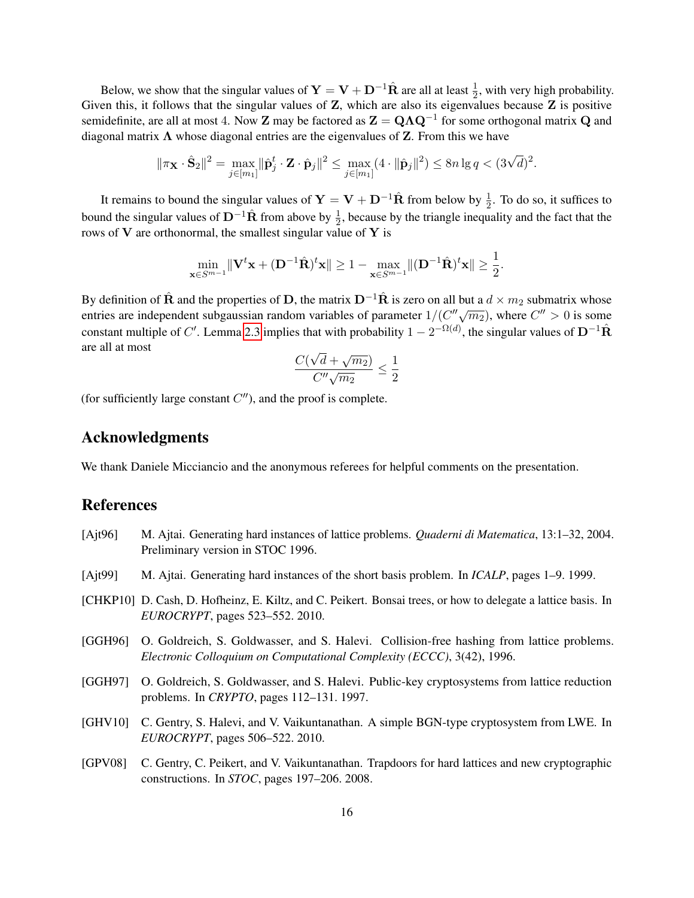Below, we show that the singular values of $\mathbf{Y} = \mathbf{V} + \mathbf{D}^{-1}\hat{\mathbf{R}}$ are all at least $\frac{1}{2}$, with very high probability. Given this, it follows that the singular values of $\mathbf{Z}$, which are also its eigenvalues because $\mathbf{Z}$ is positive semidefinite, are all at most 4. Now $\mathbf{Z}$ may be factored as $\mathbf{Z} = \mathbf{Q}\mathbf{\Lambda}\mathbf{Q}^{-1}$ for some orthogonal matrix $\mathbf{Q}$ and diagonal matrix $\mathbf{\Lambda}$ whose diagonal entries are the eigenvalues of $\mathbf{Z}$. From this we have

$$\|\pi_{\mathbf{X}} \cdot \hat{\mathbf{S}}_2\|^2 = \max_{j \in [m_1]} \|\hat{\mathbf{p}}_j^t \cdot \mathbf{Z} \cdot \hat{\mathbf{p}}_j\|^2 \leq \max_{j \in [m_1]} (4 \cdot \|\hat{\mathbf{p}}_j\|^2) \leq 8n \lg q < (3\sqrt{d})^2.$$

It remains to bound the singular values of $\mathbf{Y} = \mathbf{V} + \mathbf{D}^{-1}\hat{\mathbf{R}}$ from below by $\frac{1}{2}$. To do so, it suffices to bound the singular values of $\mathbf{D}^{-1}\hat{\mathbf{R}}$ from above by $\frac{1}{2}$, because by the triangle inequality and the fact that the rows of $\mathbf{V}$ are orthonormal, the smallest singular value of $\mathbf{Y}$ is

$$\min_{\mathbf{x} \in S^{m-1}} \|\mathbf{V}^t\mathbf{x} + (\mathbf{D}^{-1}\hat{\mathbf{R}})^t\mathbf{x}\| \geq 1 - \max_{\mathbf{x} \in S^{m-1}} \|(\mathbf{D}^{-1}\hat{\mathbf{R}})^t\mathbf{x}\| \geq \frac{1}{2}.$$

By definition of $\hat{\mathbf{R}}$ and the properties of $\mathbf{D}$, the matrix $\mathbf{D}^{-1}\hat{\mathbf{R}}$ is zero on all but a $d \times m_2$ submatrix whose entries are independent subgaussian random variables of parameter $1/(C''\sqrt{m_2})$, where $C'' > 0$ is some constant multiple of $C'$. Lemma 2.3 implies that with probability $1 - 2^{-\Omega(d)}$, the singular values of $\mathbf{D}^{-1}\hat{\mathbf{R}}$ are all at most

$$\frac{C(\sqrt{d} + \sqrt{m_2})}{C''\sqrt{m_2}} \leq \frac{1}{2}$$

(for sufficiently large constant $C''$), and the proof is complete.

## Acknowledgments

We thank Daniele Micciancio and the anonymous referees for helpful comments on the presentation.

## References

[Ajt96] M. Ajtai. Generating hard instances of lattice problems. *Quaderni di Matematica*, 13:1–32, 2004. Preliminary version in STOC 1996.

[Ajt99] M. Ajtai. Generating hard instances of the short basis problem. In *ICALP*, pages 1–9. 1999.

[CHKP10] D. Cash, D. Hofheinz, E. Kiltz, and C. Peikert. Bonsai trees, or how to delegate a lattice basis. In *EUROCRYPT*, pages 523–552. 2010.

[GGH96] O. Goldreich, S. Goldwasser, and S. Halevi. Collision-free hashing from lattice problems. *Electronic Colloquium on Computational Complexity (ECCC)*, 3(42), 1996.

[GGH97] O. Goldreich, S. Goldwasser, and S. Halevi. Public-key cryptosystems from lattice reduction problems. In *CRYPTO*, pages 112–131. 1997.

[GHV10] C. Gentry, S. Halevi, and V. Vaikuntanathan. A simple BGN-type cryptosystem from LWE. In *EUROCRYPT*, pages 506–522. 2010.

[GPV08] C. Gentry, C. Peikert, and V. Vaikuntanathan. Trapdoors for hard lattices and new cryptographic constructions. In *STOC*, pages 197–206. 2008.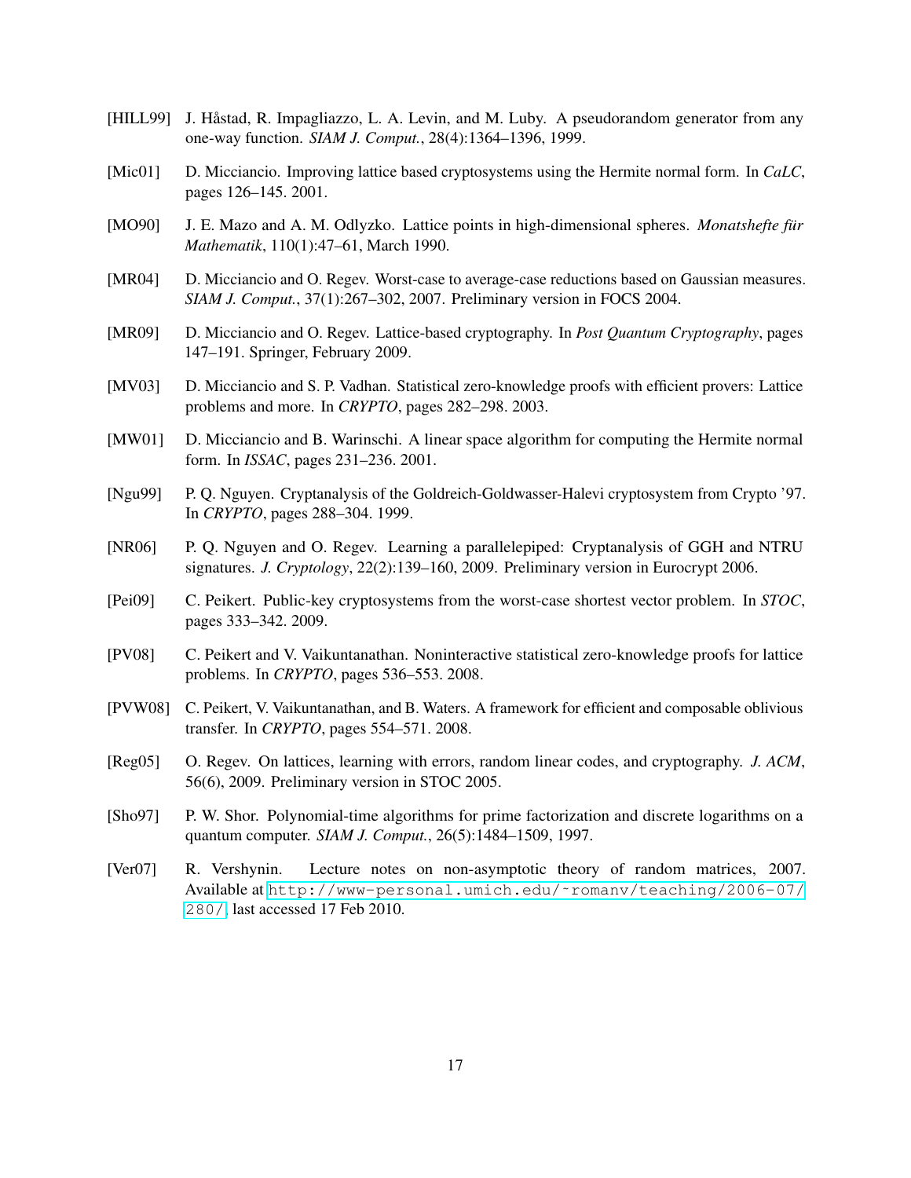[HILL99] J. Håstad, R. Impagliazzo, L. A. Levin, and M. Luby. A pseudorandom generator from any one-way function. *SIAM J. Comput.*, 28(4):1364–1396, 1999.

[Mic01] D. Micciancio. Improving lattice based cryptosystems using the Hermite normal form. In *CaLC*, pages 126–145. 2001.

[MO90] J. E. Mazo and A. M. Odlyzko. Lattice points in high-dimensional spheres. *Monatshefte für Mathematik*, 110(1):47–61, March 1990.

[MR04] D. Micciancio and O. Regev. Worst-case to average-case reductions based on Gaussian measures. *SIAM J. Comput.*, 37(1):267–302, 2007. Preliminary version in FOCS 2004.

[MR09] D. Micciancio and O. Regev. Lattice-based cryptography. In *Post Quantum Cryptography*, pages 147–191. Springer, February 2009.

[MV03] D. Micciancio and S. P. Vadhan. Statistical zero-knowledge proofs with efficient provers: Lattice problems and more. In *CRYPTO*, pages 282–298. 2003.

[MW01] D. Micciancio and B. Warinschi. A linear space algorithm for computing the Hermite normal form. In *ISSAC*, pages 231–236. 2001.

[Ngu99] P. Q. Nguyen. Cryptanalysis of the Goldreich-Goldwasser-Halevi cryptosystem from Crypto '97. In *CRYPTO*, pages 288–304. 1999.

[NR06] P. Q. Nguyen and O. Regev. Learning a parallelepiped: Cryptanalysis of GGH and NTRU signatures. *J. Cryptology*, 22(2):139–160, 2009. Preliminary version in Eurocrypt 2006.

[Pei09] C. Peikert. Public-key cryptosystems from the worst-case shortest vector problem. In *STOC*, pages 333–342. 2009.

[PV08] C. Peikert and V. Vaikuntanathan. Noninteractive statistical zero-knowledge proofs for lattice problems. In *CRYPTO*, pages 536–553. 2008.

[PVW08] C. Peikert, V. Vaikuntanathan, and B. Waters. A framework for efficient and composable oblivious transfer. In *CRYPTO*, pages 554–571. 2008.

[Reg05] O. Regev. On lattices, learning with errors, random linear codes, and cryptography. *J. ACM*, 56(6), 2009. Preliminary version in STOC 2005.

[Sho97] P. W. Shor. Polynomial-time algorithms for prime factorization and discrete logarithms on a quantum computer. *SIAM J. Comput.*, 26(5):1484–1509, 1997.

[Ver07] R. Vershynin. Lecture notes on non-asymptotic theory of random matrices, 2007. Available at http://www-personal.umich.edu/~romanv/teaching/2006-07/280/, last accessed 17 Feb 2010.